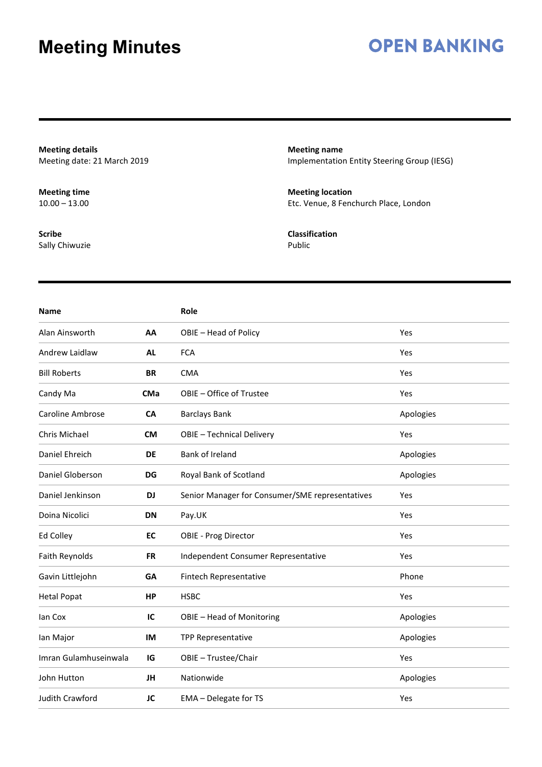# Meeting Minutes

**OPEN BANKING**

**Meeting details**
Meeting date: 21 March 2019

**Meeting name**
Implementation Entity Steering Group (IESG)

**Meeting time**
10.00 – 13.00

**Meeting location**
Etc. Venue, 8 Fenchurch Place, London

**Scribe**
Sally Chiwuzie

**Classification**
Public

| Name | | Role | |
|---|---|---|---|
| Alan Ainsworth | **AA** | OBIE – Head of Policy | Yes |
| Andrew Laidlaw | **AL** | FCA | Yes |
| Bill Roberts | **BR** | CMA | Yes |
| Candy Ma | **CMa** | OBIE – Office of Trustee | Yes |
| Caroline Ambrose | **CA** | Barclays Bank | Apologies |
| Chris Michael | **CM** | OBIE – Technical Delivery | Yes |
| Daniel Ehreich | **DE** | Bank of Ireland | Apologies |
| Daniel Globerson | **DG** | Royal Bank of Scotland | Apologies |
| Daniel Jenkinson | **DJ** | Senior Manager for Consumer/SME representatives | Yes |
| Doina Nicolici | **DN** | Pay.UK | Yes |
| Ed Colley | **EC** | OBIE - Prog Director | Yes |
| Faith Reynolds | **FR** | Independent Consumer Representative | Yes |
| Gavin Littlejohn | **GA** | Fintech Representative | Phone |
| Hetal Popat | **HP** | HSBC | Yes |
| Ian Cox | **IC** | OBIE – Head of Monitoring | Apologies |
| Ian Major | **IM** | TPP Representative | Apologies |
| Imran Gulamhuseinwala | **IG** | OBIE – Trustee/Chair | Yes |
| John Hutton | **JH** | Nationwide | Apologies |
| Judith Crawford | **JC** | EMA – Delegate for TS | Yes |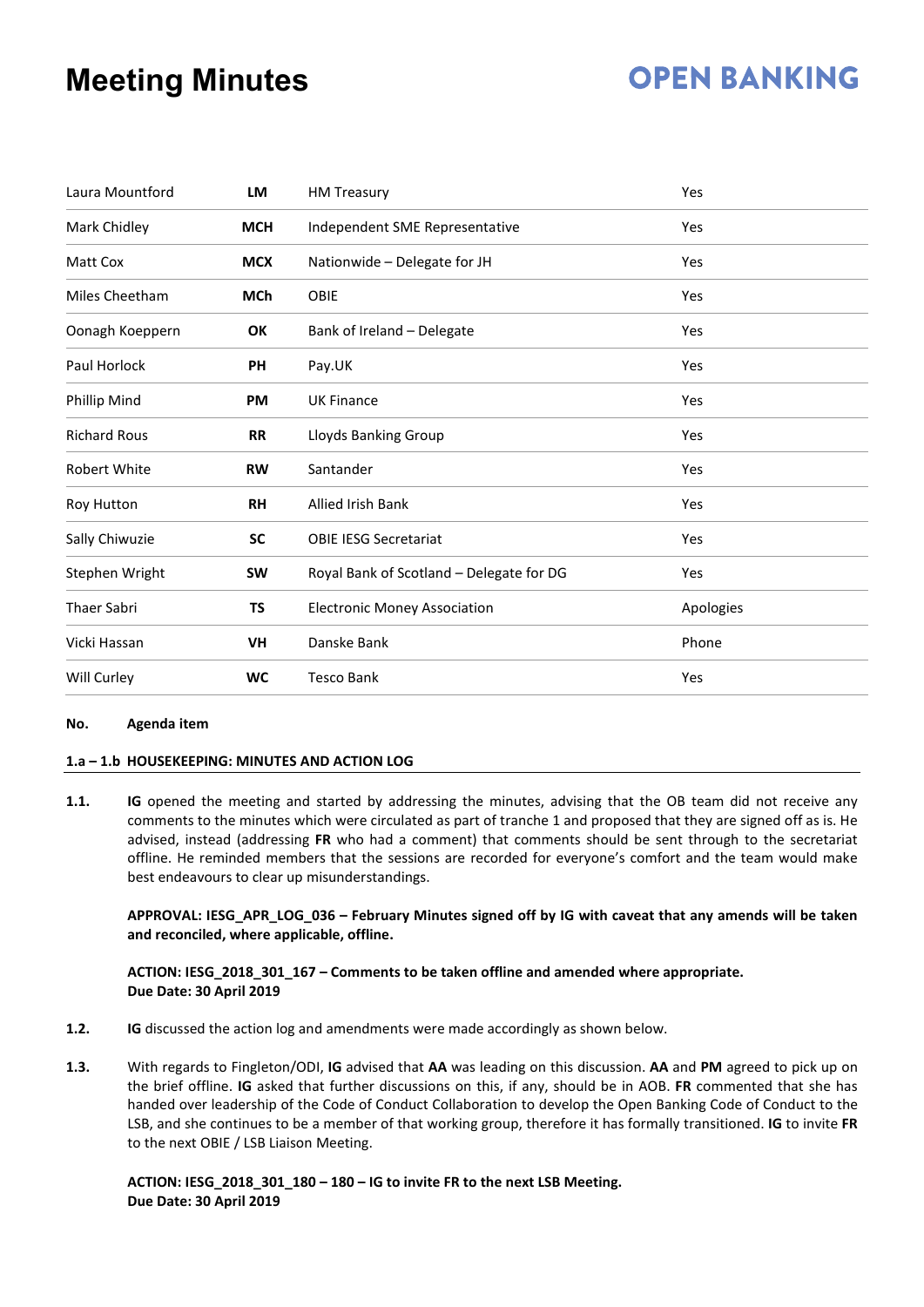# Meeting Minutes

| | | | |
|---|---|---|---|
| Laura Mountford | **LM** | HM Treasury | Yes |
| Mark Chidley | **MCH** | Independent SME Representative | Yes |
| Matt Cox | **MCX** | Nationwide – Delegate for JH | Yes |
| Miles Cheetham | **MCh** | OBIE | Yes |
| Oonagh Koeppern | **OK** | Bank of Ireland – Delegate | Yes |
| Paul Horlock | **PH** | Pay.UK | Yes |
| Phillip Mind | **PM** | UK Finance | Yes |
| Richard Rous | **RR** | Lloyds Banking Group | Yes |
| Robert White | **RW** | Santander | Yes |
| Roy Hutton | **RH** | Allied Irish Bank | Yes |
| Sally Chiwuzie | **SC** | OBIE IESG Secretariat | Yes |
| Stephen Wright | **SW** | Royal Bank of Scotland – Delegate for DG | Yes |
| Thaer Sabri | **TS** | Electronic Money Association | Apologies |
| Vicki Hassan | **VH** | Danske Bank | Phone |
| Will Curley | **WC** | Tesco Bank | Yes |

**No. Agenda item**

**1.a – 1.b HOUSEKEEPING: MINUTES AND ACTION LOG**

**1.1.** **IG** opened the meeting and started by addressing the minutes, advising that the OB team did not receive any comments to the minutes which were circulated as part of tranche 1 and proposed that they are signed off as is. He advised, instead (addressing **FR** who had a comment) that comments should be sent through to the secretariat offline. He reminded members that the sessions are recorded for everyone's comfort and the team would make best endeavours to clear up misunderstandings.

**APPROVAL: IESG_APR_LOG_036 – February Minutes signed off by IG with caveat that any amends will be taken and reconciled, where applicable, offline.**

**ACTION: IESG_2018_301_167 – Comments to be taken offline and amended where appropriate.**
**Due Date: 30 April 2019**

**1.2.** **IG** discussed the action log and amendments were made accordingly as shown below.

**1.3.** With regards to Fingleton/ODI, **IG** advised that **AA** was leading on this discussion. **AA** and **PM** agreed to pick up on the brief offline. **IG** asked that further discussions on this, if any, should be in AOB. **FR** commented that she has handed over leadership of the Code of Conduct Collaboration to develop the Open Banking Code of Conduct to the LSB, and she continues to be a member of that working group, therefore it has formally transitioned. **IG** to invite **FR** to the next OBIE / LSB Liaison Meeting.

**ACTION: IESG_2018_301_180 – 180 – IG to invite FR to the next LSB Meeting.**
**Due Date: 30 April 2019**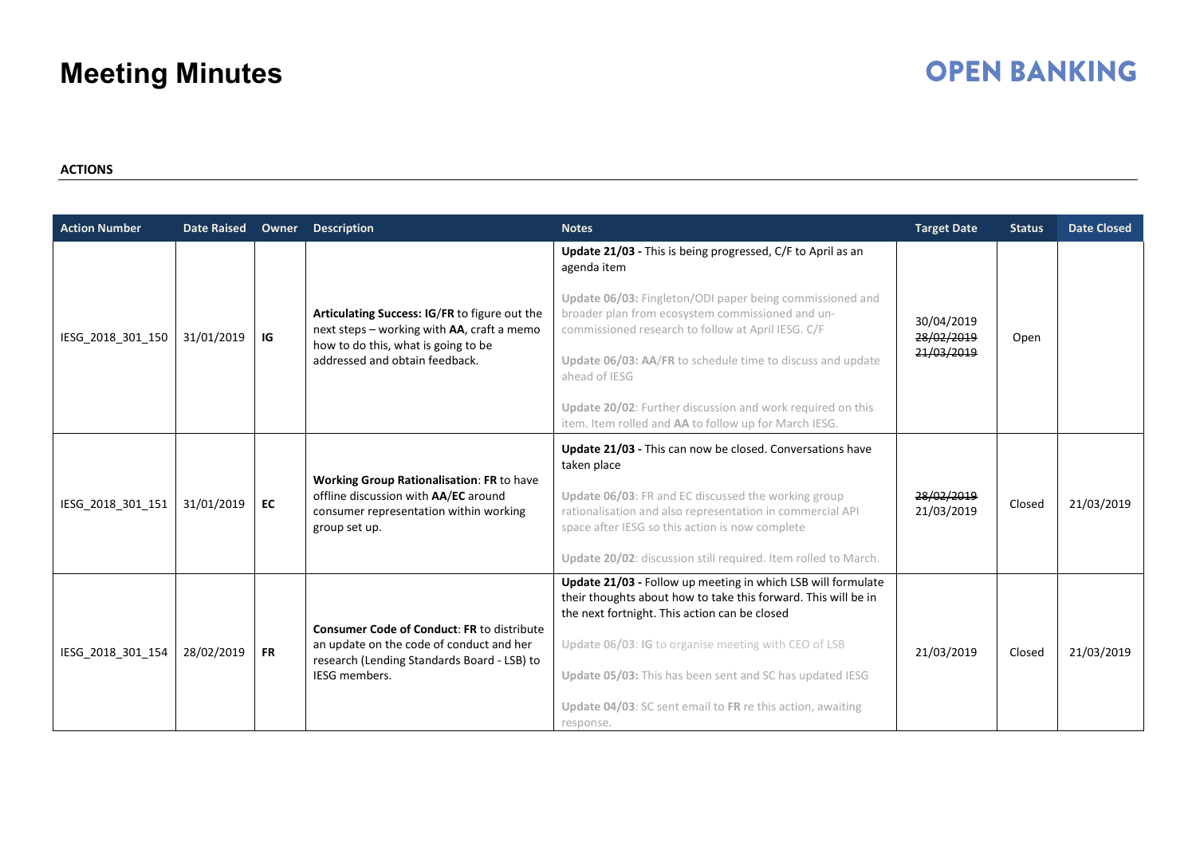# Meeting Minutes

**OPEN BANKING**

**ACTIONS**

| Action Number | Date Raised | Owner | Description | Notes | Target Date | Status | Date Closed |
|---|---|---|---|---|---|---|---|
| IESG_2018_301_150 | 31/01/2019 | **IG** | **Articulating Success: IG**/**FR** to figure out the next steps – working with **AA**, craft a memo how to do this, what is going to be addressed and obtain feedback. | **Update 21/03 -** This is being progressed, C/F to April as an agenda item<br><br>**Update 06/03:** Fingleton/ODI paper being commissioned and broader plan from ecosystem commissioned and un-commissioned research to follow at April IESG. C/F<br><br>**Update 06/03: AA**/**FR** to schedule time to discuss and update ahead of IESG<br><br>**Update 20/02**: Further discussion and work required on this item. Item rolled and **AA** to follow up for March IESG. | 30/04/2019<br>~~28/02/2019~~<br>~~21/03/2019~~ | Open | |
| IESG_2018_301_151 | 31/01/2019 | **EC** | **Working Group Rationalisation**: **FR** to have offline discussion with **AA**/**EC** around consumer representation within working group set up. | **Update 21/03 -** This can now be closed. Conversations have taken place<br><br>**Update 06/03**: FR and EC discussed the working group rationalisation and also representation in commercial API space after IESG so this action is now complete<br><br>**Update 20/02**: discussion still required. Item rolled to March. | ~~28/02/2019~~<br>21/03/2019 | Closed | 21/03/2019 |
| IESG_2018_301_154 | 28/02/2019 | **FR** | **Consumer Code of Conduct**: **FR** to distribute an update on the code of conduct and her research (Lending Standards Board - LSB) to IESG members. | **Update 21/03 -** Follow up meeting in which LSB will formulate their thoughts about how to take this forward. This will be in the next fortnight. This action can be closed<br><br>**Update 06/03**: **IG** to organise meeting with CEO of LSB<br><br>**Update 05/03:** This has been sent and SC has updated IESG<br><br>**Update 04/03**: SC sent email to **FR** re this action, awaiting response. | 21/03/2019 | Closed | 21/03/2019 |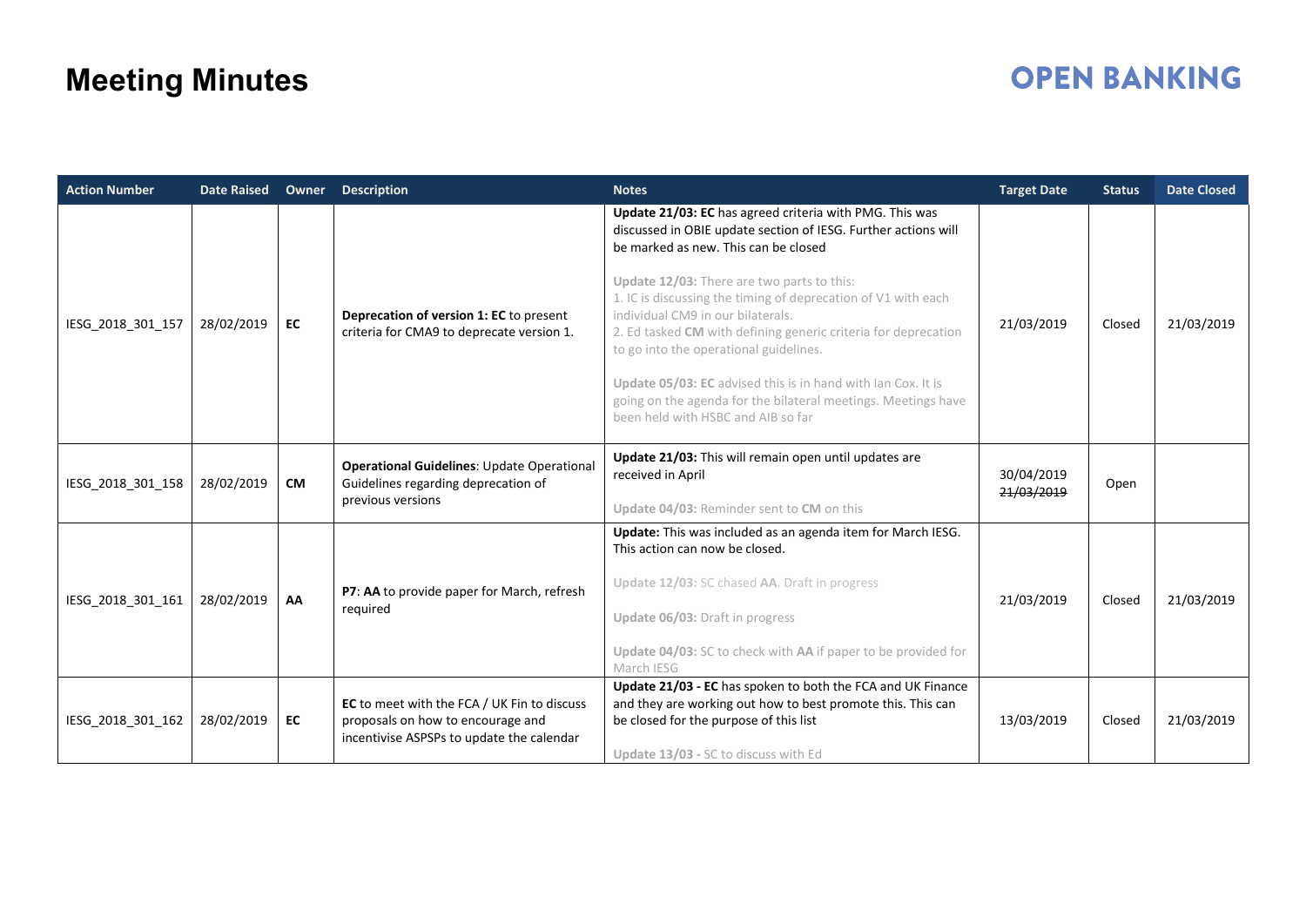# Meeting Minutes

| Action Number | Date Raised | Owner | Description | Notes | Target Date | Status | Date Closed |
|---|---|---|---|---|---|---|---|
| IESG_2018_301_157 | 28/02/2019 | **EC** | **Deprecation of version 1: EC** to present criteria for CMA9 to deprecate version 1. | **Update 21/03: EC** has agreed criteria with PMG. This was discussed in OBIE update section of IESG. Further actions will be marked as new. This can be closed<br><br>**Update 12/03:** There are two parts to this:<br>1. IC is discussing the timing of deprecation of V1 with each individual CM9 in our bilaterals.<br>2. Ed tasked **CM** with defining generic criteria for deprecation to go into the operational guidelines.<br><br>**Update 05/03: EC** advised this is in hand with Ian Cox. It is going on the agenda for the bilateral meetings. Meetings have been held with HSBC and AIB so far | 21/03/2019 | Closed | 21/03/2019 |
| IESG_2018_301_158 | 28/02/2019 | **CM** | **Operational Guidelines**: Update Operational Guidelines regarding deprecation of previous versions | **Update 21/03:** This will remain open until updates are received in April<br><br>**Update 04/03:** Reminder sent to **CM** on this | 30/04/2019<br>~~21/03/2019~~ | Open | |
| IESG_2018_301_161 | 28/02/2019 | **AA** | **P7**: **AA** to provide paper for March, refresh required | **Update:** This was included as an agenda item for March IESG. This action can now be closed.<br><br>**Update 12/03:** SC chased **AA**. Draft in progress<br><br>**Update 06/03:** Draft in progress<br><br>**Update 04/03:** SC to check with **AA** if paper to be provided for March IESG | 21/03/2019 | Closed | 21/03/2019 |
| IESG_2018_301_162 | 28/02/2019 | **EC** | **EC** to meet with the FCA / UK Fin to discuss proposals on how to encourage and incentivise ASPSPs to update the calendar | **Update 21/03 - EC** has spoken to both the FCA and UK Finance and they are working out how to best promote this. This can be closed for the purpose of this list<br><br>**Update 13/03 -** SC to discuss with Ed | 13/03/2019 | Closed | 21/03/2019 |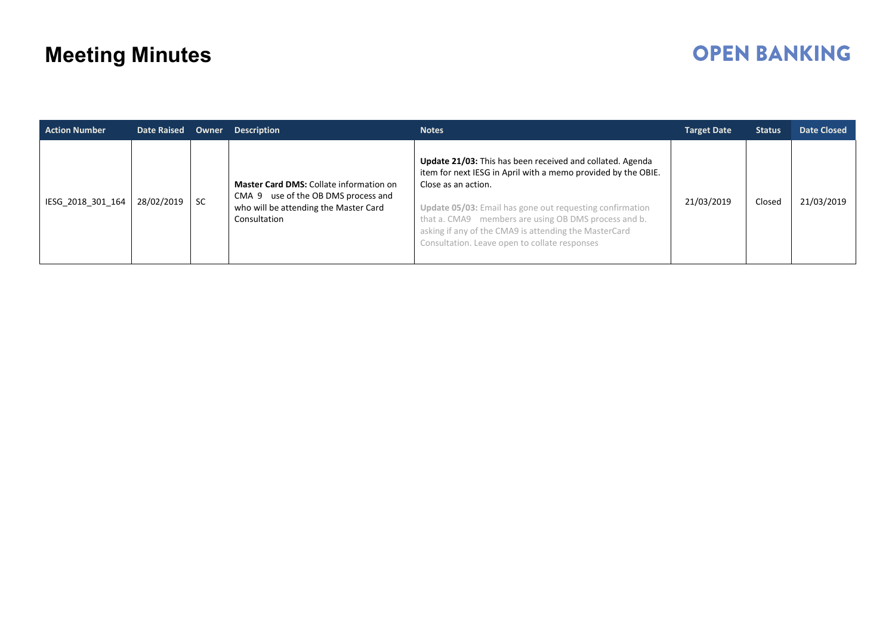# Meeting Minutes

| Action Number | Date Raised | Owner | Description | Notes | Target Date | Status | Date Closed |
|---|---|---|---|---|---|---|---|
| IESG_2018_301_164 | 28/02/2019 | SC | **Master Card DMS:** Collate information on CMA 9 use of the OB DMS process and who will be attending the Master Card Consultation | **Update 21/03:** This has been received and collated. Agenda item for next IESG in April with a memo provided by the OBIE. Close as an action.<br><br>**Update 05/03:** Email has gone out requesting confirmation that a. CMA9 members are using OB DMS process and b. asking if any of the CMA9 is attending the MasterCard Consultation. Leave open to collate responses | 21/03/2019 | Closed | 21/03/2019 |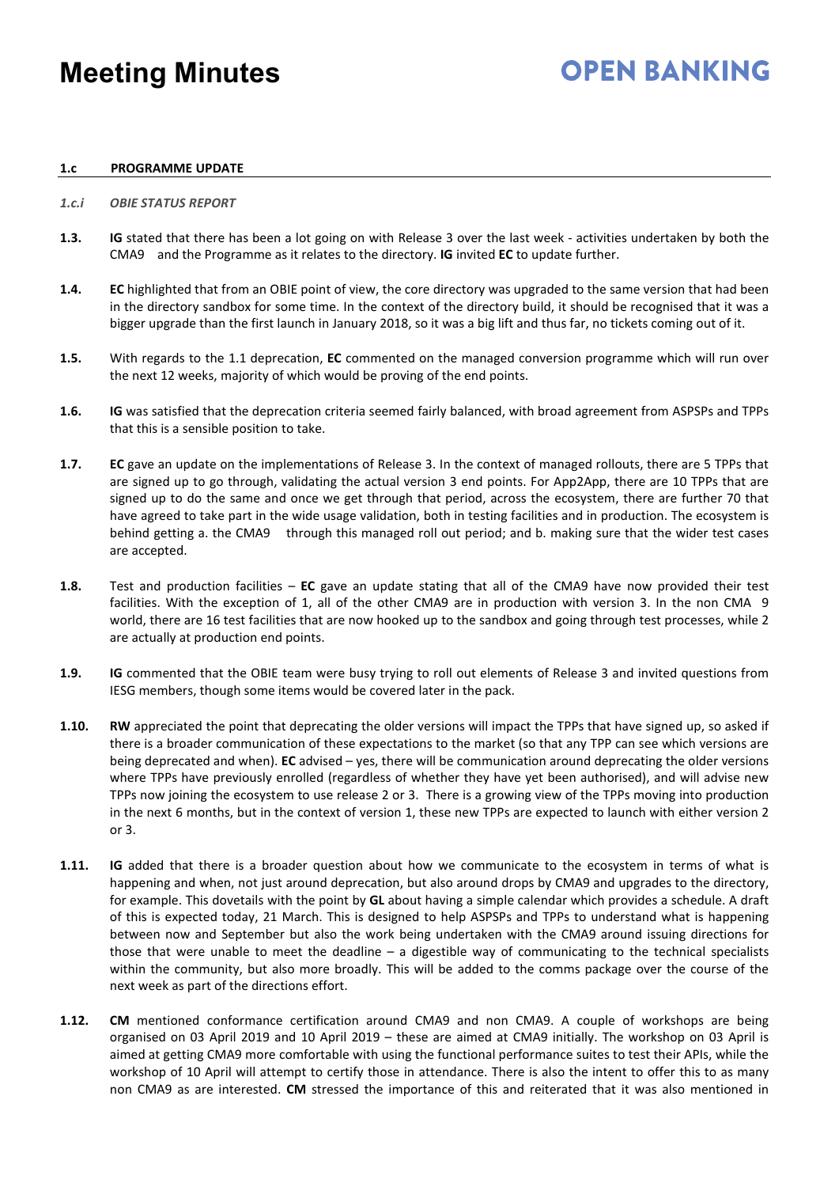#### 1.c PROGRAMME UPDATE

*1.c.i OBIE STATUS REPORT*

**1.3.** **IG** stated that there has been a lot going on with Release 3 over the last week - activities undertaken by both the CMA9 and the Programme as it relates to the directory. **IG** invited **EC** to update further.

**1.4.** **EC** highlighted that from an OBIE point of view, the core directory was upgraded to the same version that had been in the directory sandbox for some time. In the context of the directory build, it should be recognised that it was a bigger upgrade than the first launch in January 2018, so it was a big lift and thus far, no tickets coming out of it.

**1.5.** With regards to the 1.1 deprecation, **EC** commented on the managed conversion programme which will run over the next 12 weeks, majority of which would be proving of the end points.

**1.6.** **IG** was satisfied that the deprecation criteria seemed fairly balanced, with broad agreement from ASPSPs and TPPs that this is a sensible position to take.

**1.7.** **EC** gave an update on the implementations of Release 3. In the context of managed rollouts, there are 5 TPPs that are signed up to go through, validating the actual version 3 end points. For App2App, there are 10 TPPs that are signed up to do the same and once we get through that period, across the ecosystem, there are further 70 that have agreed to take part in the wide usage validation, both in testing facilities and in production. The ecosystem is behind getting a. the CMA9 through this managed roll out period; and b. making sure that the wider test cases are accepted.

**1.8.** Test and production facilities – **EC** gave an update stating that all of the CMA9 have now provided their test facilities. With the exception of 1, all of the other CMA9 are in production with version 3. In the non CMA 9 world, there are 16 test facilities that are now hooked up to the sandbox and going through test processes, while 2 are actually at production end points.

**1.9.** **IG** commented that the OBIE team were busy trying to roll out elements of Release 3 and invited questions from IESG members, though some items would be covered later in the pack.

**1.10.** **RW** appreciated the point that deprecating the older versions will impact the TPPs that have signed up, so asked if there is a broader communication of these expectations to the market (so that any TPP can see which versions are being deprecated and when). **EC** advised – yes, there will be communication around deprecating the older versions where TPPs have previously enrolled (regardless of whether they have yet been authorised), and will advise new TPPs now joining the ecosystem to use release 2 or 3. There is a growing view of the TPPs moving into production in the next 6 months, but in the context of version 1, these new TPPs are expected to launch with either version 2 or 3.

**1.11.** **IG** added that there is a broader question about how we communicate to the ecosystem in terms of what is happening and when, not just around deprecation, but also around drops by CMA9 and upgrades to the directory, for example. This dovetails with the point by **GL** about having a simple calendar which provides a schedule. A draft of this is expected today, 21 March. This is designed to help ASPSPs and TPPs to understand what is happening between now and September but also the work being undertaken with the CMA9 around issuing directions for those that were unable to meet the deadline – a digestible way of communicating to the technical specialists within the community, but also more broadly. This will be added to the comms package over the course of the next week as part of the directions effort.

**1.12.** **CM** mentioned conformance certification around CMA9 and non CMA9. A couple of workshops are being organised on 03 April 2019 and 10 April 2019 – these are aimed at CMA9 initially. The workshop on 03 April is aimed at getting CMA9 more comfortable with using the functional performance suites to test their APIs, while the workshop of 10 April will attempt to certify those in attendance. There is also the intent to offer this to as many non CMA9 as are interested. **CM** stressed the importance of this and reiterated that it was also mentioned in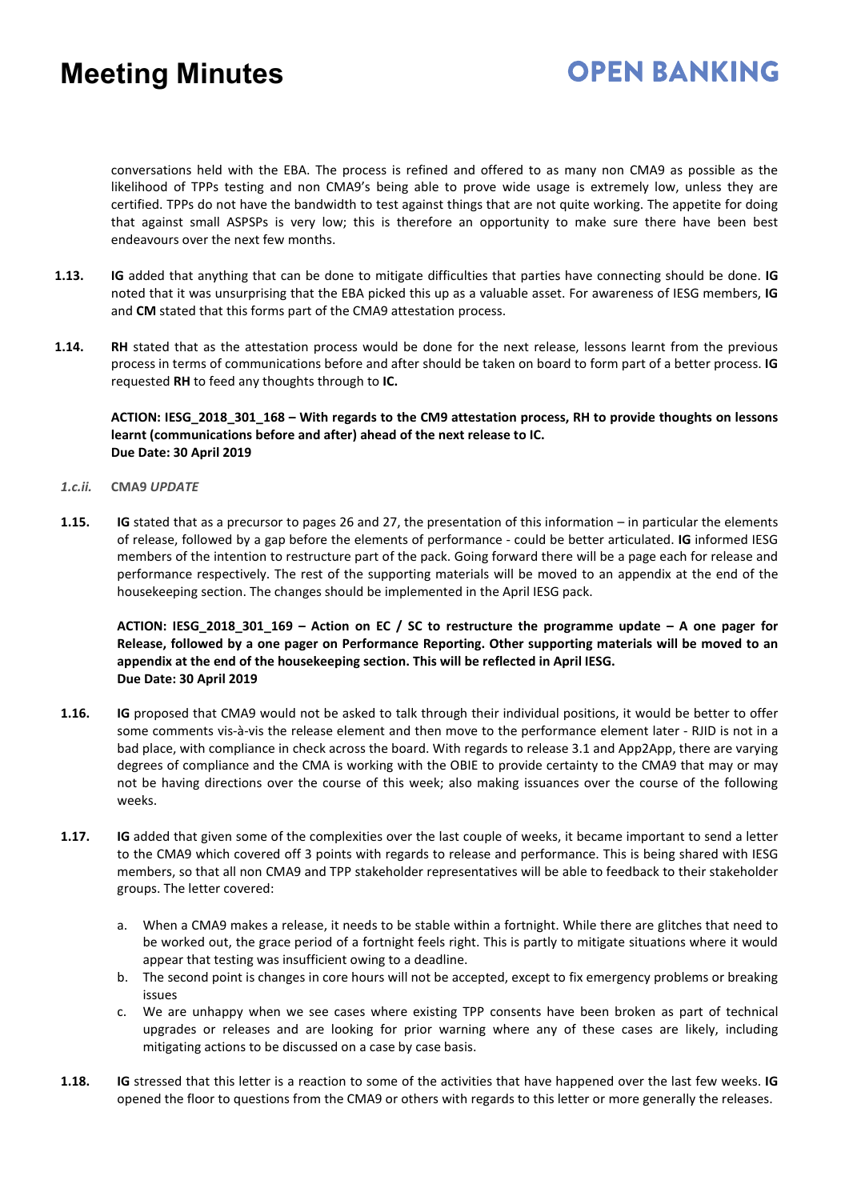conversations held with the EBA. The process is refined and offered to as many non CMA9 as possible as the likelihood of TPPs testing and non CMA9's being able to prove wide usage is extremely low, unless they are certified. TPPs do not have the bandwidth to test against things that are not quite working. The appetite for doing that against small ASPSPs is very low; this is therefore an opportunity to make sure there have been best endeavours over the next few months.

**1.13.** **IG** added that anything that can be done to mitigate difficulties that parties have connecting should be done. **IG** noted that it was unsurprising that the EBA picked this up as a valuable asset. For awareness of IESG members, **IG** and **CM** stated that this forms part of the CMA9 attestation process.

**1.14.** **RH** stated that as the attestation process would be done for the next release, lessons learnt from the previous process in terms of communications before and after should be taken on board to form part of a better process. **IG** requested **RH** to feed any thoughts through to **IC.**

**ACTION: IESG_2018_301_168 – With regards to the CM9 attestation process, RH to provide thoughts on lessons learnt (communications before and after) ahead of the next release to IC.**
**Due Date: 30 April 2019**

*1.c.ii.* **CMA9** *UPDATE*

**1.15.** **IG** stated that as a precursor to pages 26 and 27, the presentation of this information – in particular the elements of release, followed by a gap before the elements of performance - could be better articulated. **IG** informed IESG members of the intention to restructure part of the pack. Going forward there will be a page each for release and performance respectively. The rest of the supporting materials will be moved to an appendix at the end of the housekeeping section. The changes should be implemented in the April IESG pack.

**ACTION: IESG_2018_301_169 – Action on EC / SC to restructure the programme update – A one pager for Release, followed by a one pager on Performance Reporting. Other supporting materials will be moved to an appendix at the end of the housekeeping section. This will be reflected in April IESG.**
**Due Date: 30 April 2019**

**1.16.** **IG** proposed that CMA9 would not be asked to talk through their individual positions, it would be better to offer some comments vis-à-vis the release element and then move to the performance element later - RJID is not in a bad place, with compliance in check across the board. With regards to release 3.1 and App2App, there are varying degrees of compliance and the CMA is working with the OBIE to provide certainty to the CMA9 that may or may not be having directions over the course of this week; also making issuances over the course of the following weeks.

**1.17.** **IG** added that given some of the complexities over the last couple of weeks, it became important to send a letter to the CMA9 which covered off 3 points with regards to release and performance. This is being shared with IESG members, so that all non CMA9 and TPP stakeholder representatives will be able to feedback to their stakeholder groups. The letter covered:

a. When a CMA9 makes a release, it needs to be stable within a fortnight. While there are glitches that need to be worked out, the grace period of a fortnight feels right. This is partly to mitigate situations where it would appear that testing was insufficient owing to a deadline.
b. The second point is changes in core hours will not be accepted, except to fix emergency problems or breaking issues
c. We are unhappy when we see cases where existing TPP consents have been broken as part of technical upgrades or releases and are looking for prior warning where any of these cases are likely, including mitigating actions to be discussed on a case by case basis.

**1.18.** **IG** stressed that this letter is a reaction to some of the activities that have happened over the last few weeks. **IG** opened the floor to questions from the CMA9 or others with regards to this letter or more generally the releases.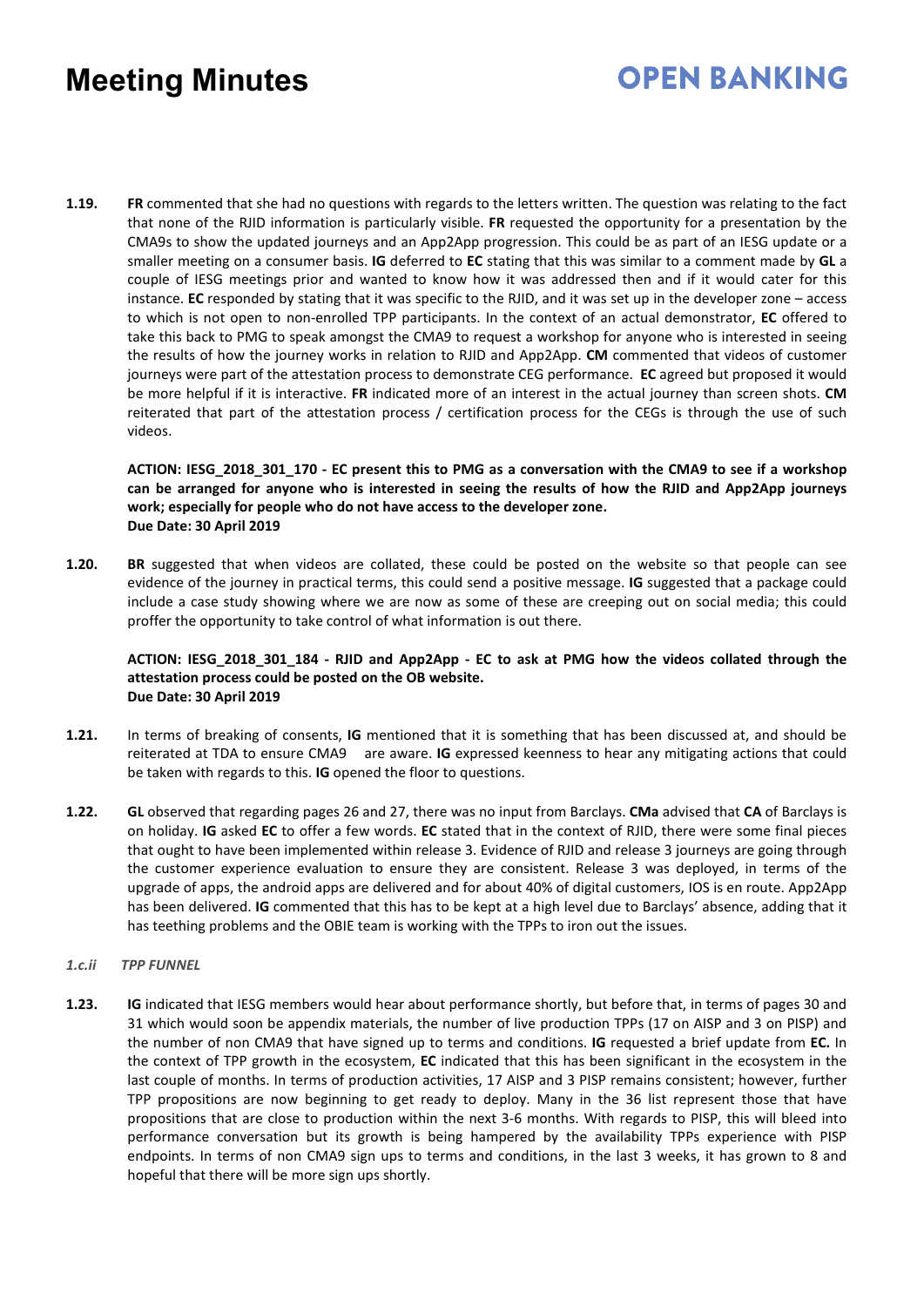**1.19.** **FR** commented that she had no questions with regards to the letters written. The question was relating to the fact that none of the RJID information is particularly visible. **FR** requested the opportunity for a presentation by the CMA9s to show the updated journeys and an App2App progression. This could be as part of an IESG update or a smaller meeting on a consumer basis. **IG** deferred to **EC** stating that this was similar to a comment made by **GL** a couple of IESG meetings prior and wanted to know how it was addressed then and if it would cater for this instance. **EC** responded by stating that it was specific to the RJID, and it was set up in the developer zone – access to which is not open to non-enrolled TPP participants. In the context of an actual demonstrator, **EC** offered to take this back to PMG to speak amongst the CMA9 to request a workshop for anyone who is interested in seeing the results of how the journey works in relation to RJID and App2App. **CM** commented that videos of customer journeys were part of the attestation process to demonstrate CEG performance. **EC** agreed but proposed it would be more helpful if it is interactive. **FR** indicated more of an interest in the actual journey than screen shots. **CM** reiterated that part of the attestation process / certification process for the CEGs is through the use of such videos.

**ACTION: IESG_2018_301_170 - EC present this to PMG as a conversation with the CMA9 to see if a workshop can be arranged for anyone who is interested in seeing the results of how the RJID and App2App journeys work; especially for people who do not have access to the developer zone.**
**Due Date: 30 April 2019**

**1.20.** **BR** suggested that when videos are collated, these could be posted on the website so that people can see evidence of the journey in practical terms, this could send a positive message. **IG** suggested that a package could include a case study showing where we are now as some of these are creeping out on social media; this could proffer the opportunity to take control of what information is out there.

**ACTION: IESG_2018_301_184 - RJID and App2App - EC to ask at PMG how the videos collated through the attestation process could be posted on the OB website.**
**Due Date: 30 April 2019**

**1.21.** In terms of breaking of consents, **IG** mentioned that it is something that has been discussed at, and should be reiterated at TDA to ensure CMA9 are aware. **IG** expressed keenness to hear any mitigating actions that could be taken with regards to this. **IG** opened the floor to questions.

**1.22.** **GL** observed that regarding pages 26 and 27, there was no input from Barclays. **CMa** advised that **CA** of Barclays is on holiday. **IG** asked **EC** to offer a few words. **EC** stated that in the context of RJID, there were some final pieces that ought to have been implemented within release 3. Evidence of RJID and release 3 journeys are going through the customer experience evaluation to ensure they are consistent. Release 3 was deployed, in terms of the upgrade of apps, the android apps are delivered and for about 40% of digital customers, IOS is en route. App2App has been delivered. **IG** commented that this has to be kept at a high level due to Barclays' absence, adding that it has teething problems and the OBIE team is working with the TPPs to iron out the issues.

*1.c.ii TPP FUNNEL*

**1.23.** **IG** indicated that IESG members would hear about performance shortly, but before that, in terms of pages 30 and 31 which would soon be appendix materials, the number of live production TPPs (17 on AISP and 3 on PISP) and the number of non CMA9 that have signed up to terms and conditions. **IG** requested a brief update from **EC.** In the context of TPP growth in the ecosystem, **EC** indicated that this has been significant in the ecosystem in the last couple of months. In terms of production activities, 17 AISP and 3 PISP remains consistent; however, further TPP propositions are now beginning to get ready to deploy. Many in the 36 list represent those that have propositions that are close to production within the next 3-6 months. With regards to PISP, this will bleed into performance conversation but its growth is being hampered by the availability TPPs experience with PISP endpoints. In terms of non CMA9 sign ups to terms and conditions, in the last 3 weeks, it has grown to 8 and hopeful that there will be more sign ups shortly.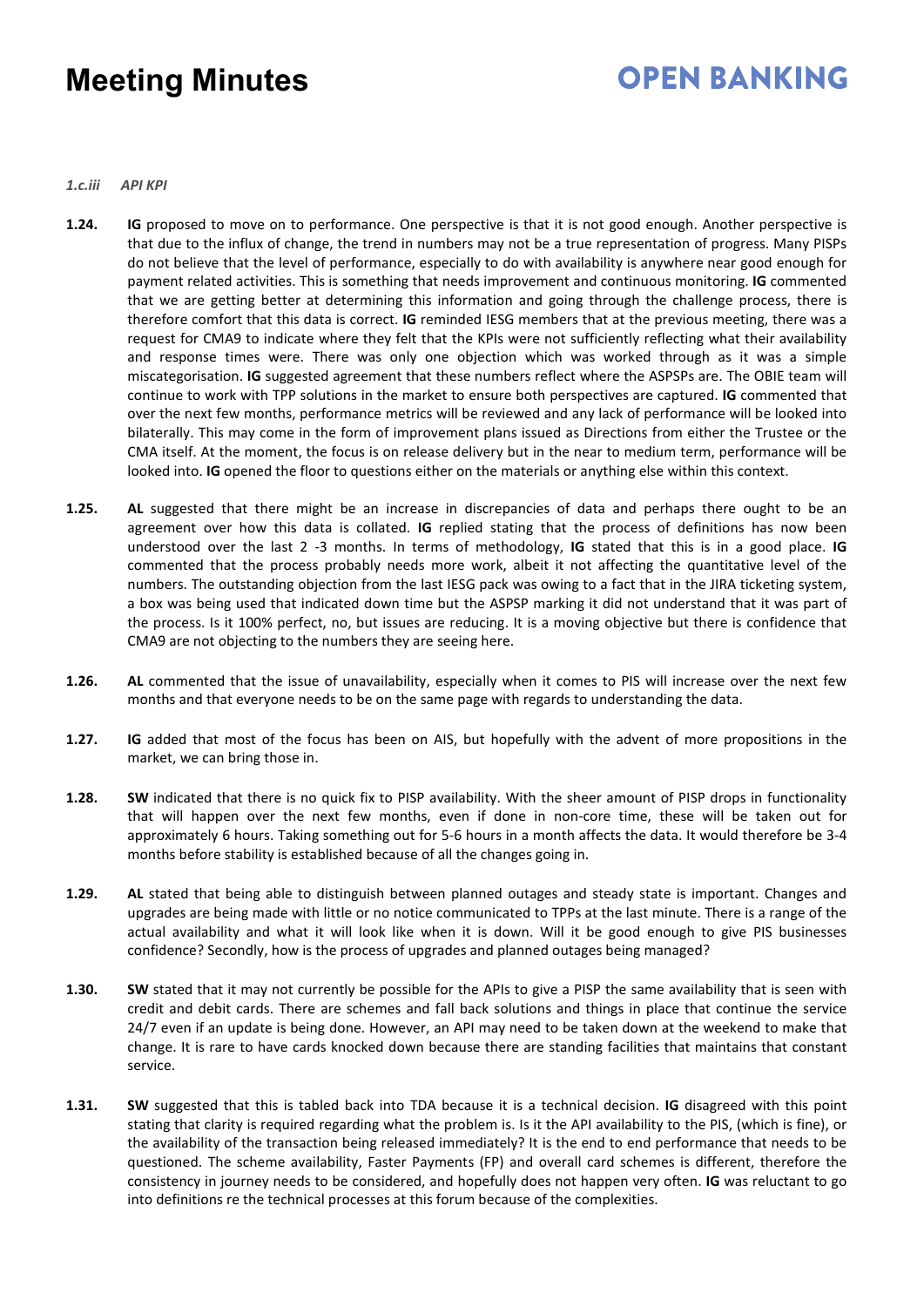*1.c.iii API KPI*

**1.24.** **IG** proposed to move on to performance. One perspective is that it is not good enough. Another perspective is that due to the influx of change, the trend in numbers may not be a true representation of progress. Many PISPs do not believe that the level of performance, especially to do with availability is anywhere near good enough for payment related activities. This is something that needs improvement and continuous monitoring. **IG** commented that we are getting better at determining this information and going through the challenge process, there is therefore comfort that this data is correct. **IG** reminded IESG members that at the previous meeting, there was a request for CMA9 to indicate where they felt that the KPIs were not sufficiently reflecting what their availability and response times were. There was only one objection which was worked through as it was a simple miscategorisation. **IG** suggested agreement that these numbers reflect where the ASPSPs are. The OBIE team will continue to work with TPP solutions in the market to ensure both perspectives are captured. **IG** commented that over the next few months, performance metrics will be reviewed and any lack of performance will be looked into bilaterally. This may come in the form of improvement plans issued as Directions from either the Trustee or the CMA itself. At the moment, the focus is on release delivery but in the near to medium term, performance will be looked into. **IG** opened the floor to questions either on the materials or anything else within this context.

**1.25.** **AL** suggested that there might be an increase in discrepancies of data and perhaps there ought to be an agreement over how this data is collated. **IG** replied stating that the process of definitions has now been understood over the last 2 -3 months. In terms of methodology, **IG** stated that this is in a good place. **IG** commented that the process probably needs more work, albeit it not affecting the quantitative level of the numbers. The outstanding objection from the last IESG pack was owing to a fact that in the JIRA ticketing system, a box was being used that indicated down time but the ASPSP marking it did not understand that it was part of the process. Is it 100% perfect, no, but issues are reducing. It is a moving objective but there is confidence that CMA9 are not objecting to the numbers they are seeing here.

**1.26.** **AL** commented that the issue of unavailability, especially when it comes to PIS will increase over the next few months and that everyone needs to be on the same page with regards to understanding the data.

**1.27.** **IG** added that most of the focus has been on AIS, but hopefully with the advent of more propositions in the market, we can bring those in.

**1.28.** **SW** indicated that there is no quick fix to PISP availability. With the sheer amount of PISP drops in functionality that will happen over the next few months, even if done in non-core time, these will be taken out for approximately 6 hours. Taking something out for 5-6 hours in a month affects the data. It would therefore be 3-4 months before stability is established because of all the changes going in.

**1.29.** **AL** stated that being able to distinguish between planned outages and steady state is important. Changes and upgrades are being made with little or no notice communicated to TPPs at the last minute. There is a range of the actual availability and what it will look like when it is down. Will it be good enough to give PIS businesses confidence? Secondly, how is the process of upgrades and planned outages being managed?

**1.30.** **SW** stated that it may not currently be possible for the APIs to give a PISP the same availability that is seen with credit and debit cards. There are schemes and fall back solutions and things in place that continue the service 24/7 even if an update is being done. However, an API may need to be taken down at the weekend to make that change. It is rare to have cards knocked down because there are standing facilities that maintains that constant service.

**1.31.** **SW** suggested that this is tabled back into TDA because it is a technical decision. **IG** disagreed with this point stating that clarity is required regarding what the problem is. Is it the API availability to the PIS, (which is fine), or the availability of the transaction being released immediately? It is the end to end performance that needs to be questioned. The scheme availability, Faster Payments (FP) and overall card schemes is different, therefore the consistency in journey needs to be considered, and hopefully does not happen very often. **IG** was reluctant to go into definitions re the technical processes at this forum because of the complexities.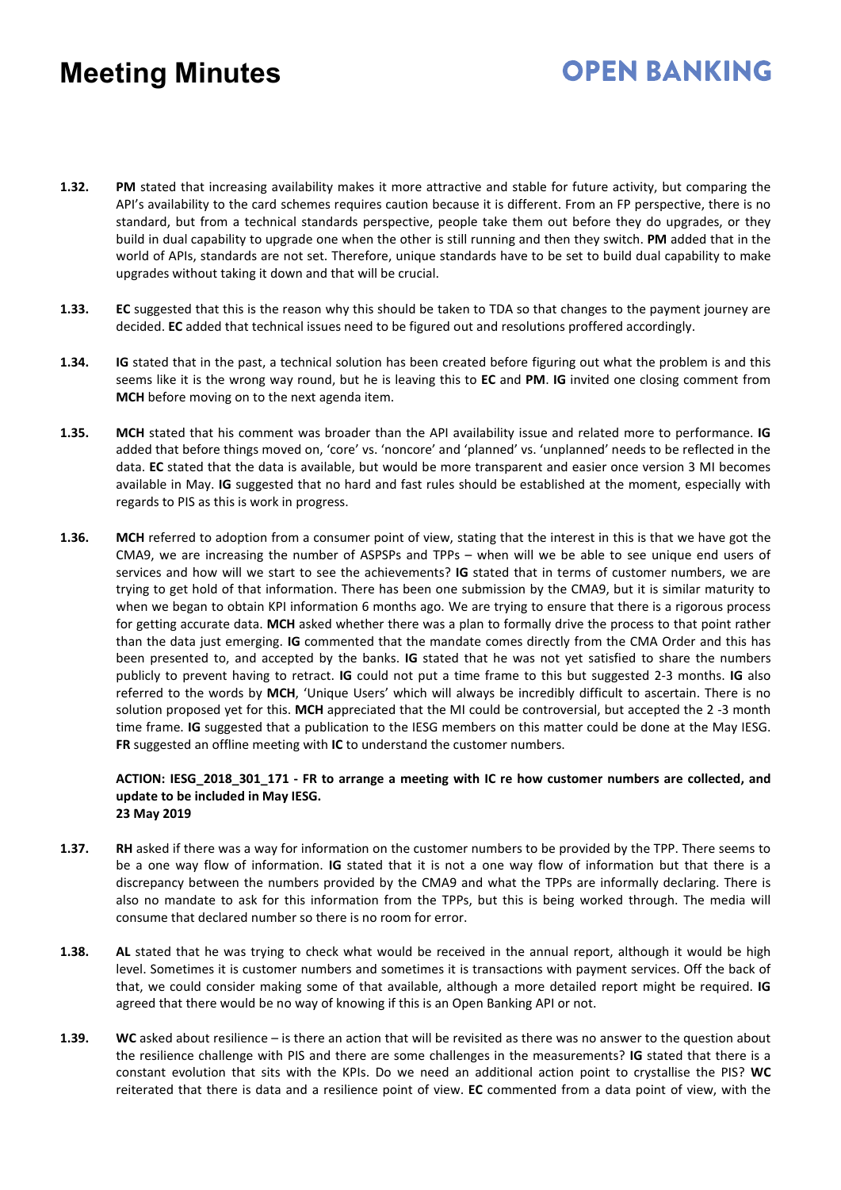**1.32.** **PM** stated that increasing availability makes it more attractive and stable for future activity, but comparing the API's availability to the card schemes requires caution because it is different. From an FP perspective, there is no standard, but from a technical standards perspective, people take them out before they do upgrades, or they build in dual capability to upgrade one when the other is still running and then they switch. **PM** added that in the world of APIs, standards are not set. Therefore, unique standards have to be set to build dual capability to make upgrades without taking it down and that will be crucial.

**1.33.** **EC** suggested that this is the reason why this should be taken to TDA so that changes to the payment journey are decided. **EC** added that technical issues need to be figured out and resolutions proffered accordingly.

**1.34.** **IG** stated that in the past, a technical solution has been created before figuring out what the problem is and this seems like it is the wrong way round, but he is leaving this to **EC** and **PM**. **IG** invited one closing comment from **MCH** before moving on to the next agenda item.

**1.35.** **MCH** stated that his comment was broader than the API availability issue and related more to performance. **IG** added that before things moved on, 'core' vs. 'noncore' and 'planned' vs. 'unplanned' needs to be reflected in the data. **EC** stated that the data is available, but would be more transparent and easier once version 3 MI becomes available in May. **IG** suggested that no hard and fast rules should be established at the moment, especially with regards to PIS as this is work in progress.

**1.36.** **MCH** referred to adoption from a consumer point of view, stating that the interest in this is that we have got the CMA9, we are increasing the number of ASPSPs and TPPs – when will we be able to see unique end users of services and how will we start to see the achievements? **IG** stated that in terms of customer numbers, we are trying to get hold of that information. There has been one submission by the CMA9, but it is similar maturity to when we began to obtain KPI information 6 months ago. We are trying to ensure that there is a rigorous process for getting accurate data. **MCH** asked whether there was a plan to formally drive the process to that point rather than the data just emerging. **IG** commented that the mandate comes directly from the CMA Order and this has been presented to, and accepted by the banks. **IG** stated that he was not yet satisfied to share the numbers publicly to prevent having to retract. **IG** could not put a time frame to this but suggested 2-3 months. **IG** also referred to the words by **MCH**, 'Unique Users' which will always be incredibly difficult to ascertain. There is no solution proposed yet for this. **MCH** appreciated that the MI could be controversial, but accepted the 2 -3 month time frame. **IG** suggested that a publication to the IESG members on this matter could be done at the May IESG. **FR** suggested an offline meeting with **IC** to understand the customer numbers.

**ACTION: IESG_2018_301_171 - FR to arrange a meeting with IC re how customer numbers are collected, and update to be included in May IESG.**
**23 May 2019**

**1.37.** **RH** asked if there was a way for information on the customer numbers to be provided by the TPP. There seems to be a one way flow of information. **IG** stated that it is not a one way flow of information but that there is a discrepancy between the numbers provided by the CMA9 and what the TPPs are informally declaring. There is also no mandate to ask for this information from the TPPs, but this is being worked through. The media will consume that declared number so there is no room for error.

**1.38.** **AL** stated that he was trying to check what would be received in the annual report, although it would be high level. Sometimes it is customer numbers and sometimes it is transactions with payment services. Off the back of that, we could consider making some of that available, although a more detailed report might be required. **IG** agreed that there would be no way of knowing if this is an Open Banking API or not.

**1.39.** **WC** asked about resilience – is there an action that will be revisited as there was no answer to the question about the resilience challenge with PIS and there are some challenges in the measurements? **IG** stated that there is a constant evolution that sits with the KPIs. Do we need an additional action point to crystallise the PIS? **WC** reiterated that there is data and a resilience point of view. **EC** commented from a data point of view, with the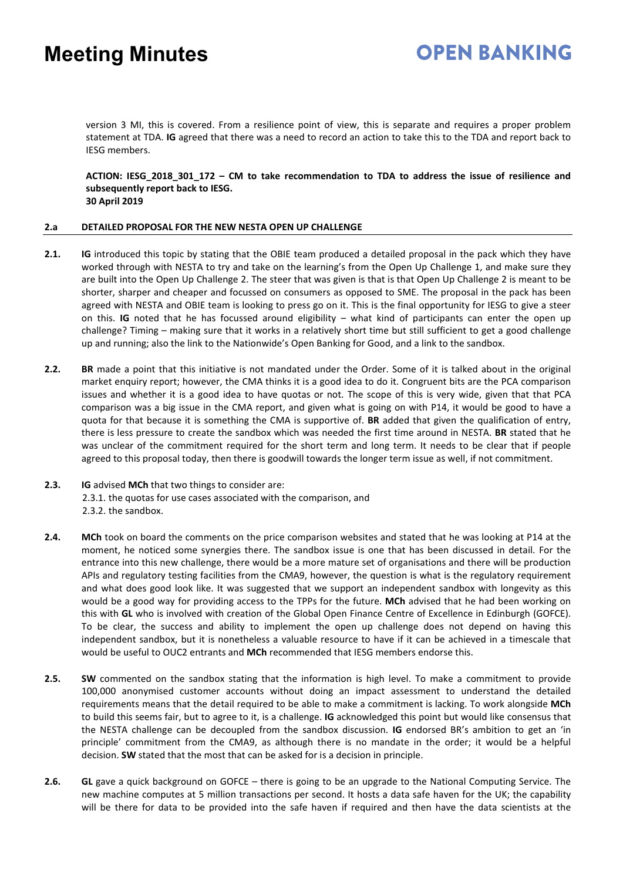version 3 MI, this is covered. From a resilience point of view, this is separate and requires a proper problem statement at TDA. **IG** agreed that there was a need to record an action to take this to the TDA and report back to IESG members.

**ACTION: IESG_2018_301_172 – CM to take recommendation to TDA to address the issue of resilience and subsequently report back to IESG.**
**30 April 2019**

## 2.a DETAILED PROPOSAL FOR THE NEW NESTA OPEN UP CHALLENGE

**2.1.** **IG** introduced this topic by stating that the OBIE team produced a detailed proposal in the pack which they have worked through with NESTA to try and take on the learning's from the Open Up Challenge 1, and make sure they are built into the Open Up Challenge 2. The steer that was given is that is that Open Up Challenge 2 is meant to be shorter, sharper and cheaper and focussed on consumers as opposed to SME. The proposal in the pack has been agreed with NESTA and OBIE team is looking to press go on it. This is the final opportunity for IESG to give a steer on this. **IG** noted that he has focussed around eligibility – what kind of participants can enter the open up challenge? Timing – making sure that it works in a relatively short time but still sufficient to get a good challenge up and running; also the link to the Nationwide's Open Banking for Good, and a link to the sandbox.

**2.2.** **BR** made a point that this initiative is not mandated under the Order. Some of it is talked about in the original market enquiry report; however, the CMA thinks it is a good idea to do it. Congruent bits are the PCA comparison issues and whether it is a good idea to have quotas or not. The scope of this is very wide, given that that PCA comparison was a big issue in the CMA report, and given what is going on with P14, it would be good to have a quota for that because it is something the CMA is supportive of. **BR** added that given the qualification of entry, there is less pressure to create the sandbox which was needed the first time around in NESTA. **BR** stated that he was unclear of the commitment required for the short term and long term. It needs to be clear that if people agreed to this proposal today, then there is goodwill towards the longer term issue as well, if not commitment.

**2.3.** **IG** advised **MCh** that two things to consider are:
2.3.1. the quotas for use cases associated with the comparison, and
2.3.2. the sandbox.

**2.4.** **MCh** took on board the comments on the price comparison websites and stated that he was looking at P14 at the moment, he noticed some synergies there. The sandbox issue is one that has been discussed in detail. For the entrance into this new challenge, there would be a more mature set of organisations and there will be production APIs and regulatory testing facilities from the CMA9, however, the question is what is the regulatory requirement and what does good look like. It was suggested that we support an independent sandbox with longevity as this would be a good way for providing access to the TPPs for the future. **MCh** advised that he had been working on this with **GL** who is involved with creation of the Global Open Finance Centre of Excellence in Edinburgh (GOFCE). To be clear, the success and ability to implement the open up challenge does not depend on having this independent sandbox, but it is nonetheless a valuable resource to have if it can be achieved in a timescale that would be useful to OUC2 entrants and **MCh** recommended that IESG members endorse this.

**2.5.** **SW** commented on the sandbox stating that the information is high level. To make a commitment to provide 100,000 anonymised customer accounts without doing an impact assessment to understand the detailed requirements means that the detail required to be able to make a commitment is lacking. To work alongside **MCh** to build this seems fair, but to agree to it, is a challenge. **IG** acknowledged this point but would like consensus that the NESTA challenge can be decoupled from the sandbox discussion. **IG** endorsed BR's ambition to get an 'in principle' commitment from the CMA9, as although there is no mandate in the order; it would be a helpful decision. **SW** stated that the most that can be asked for is a decision in principle.

**2.6.** **GL** gave a quick background on GOFCE – there is going to be an upgrade to the National Computing Service. The new machine computes at 5 million transactions per second. It hosts a data safe haven for the UK; the capability will be there for data to be provided into the safe haven if required and then have the data scientists at the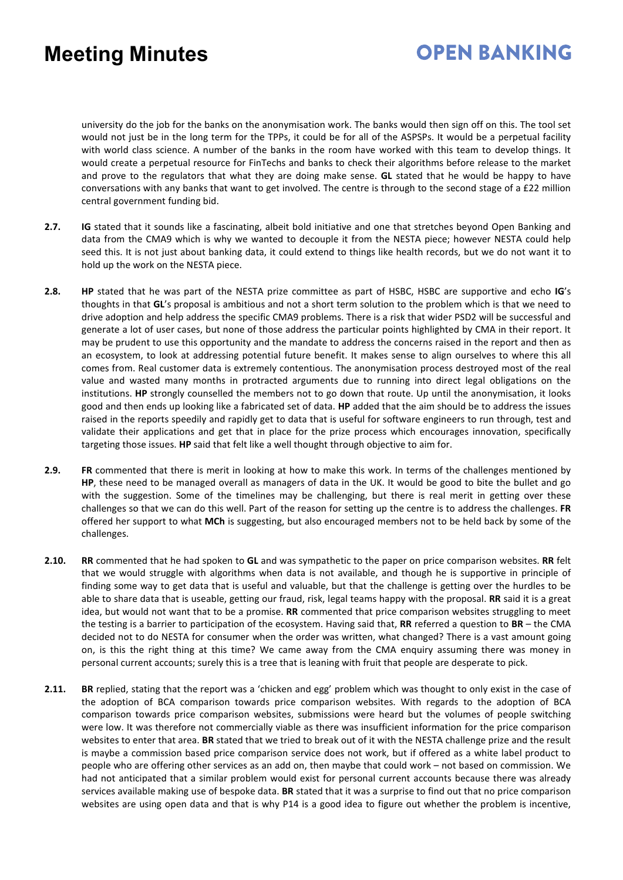university do the job for the banks on the anonymisation work. The banks would then sign off on this. The tool set would not just be in the long term for the TPPs, it could be for all of the ASPSPs. It would be a perpetual facility with world class science. A number of the banks in the room have worked with this team to develop things. It would create a perpetual resource for FinTechs and banks to check their algorithms before release to the market and prove to the regulators that what they are doing make sense. **GL** stated that he would be happy to have conversations with any banks that want to get involved. The centre is through to the second stage of a £22 million central government funding bid.

**2.7.** **IG** stated that it sounds like a fascinating, albeit bold initiative and one that stretches beyond Open Banking and data from the CMA9 which is why we wanted to decouple it from the NESTA piece; however NESTA could help seed this. It is not just about banking data, it could extend to things like health records, but we do not want it to hold up the work on the NESTA piece.

**2.8.** **HP** stated that he was part of the NESTA prize committee as part of HSBC, HSBC are supportive and echo **IG**'s thoughts in that **GL**'s proposal is ambitious and not a short term solution to the problem which is that we need to drive adoption and help address the specific CMA9 problems. There is a risk that wider PSD2 will be successful and generate a lot of user cases, but none of those address the particular points highlighted by CMA in their report. It may be prudent to use this opportunity and the mandate to address the concerns raised in the report and then as an ecosystem, to look at addressing potential future benefit. It makes sense to align ourselves to where this all comes from. Real customer data is extremely contentious. The anonymisation process destroyed most of the real value and wasted many months in protracted arguments due to running into direct legal obligations on the institutions. **HP** strongly counselled the members not to go down that route. Up until the anonymisation, it looks good and then ends up looking like a fabricated set of data. **HP** added that the aim should be to address the issues raised in the reports speedily and rapidly get to data that is useful for software engineers to run through, test and validate their applications and get that in place for the prize process which encourages innovation, specifically targeting those issues. **HP** said that felt like a well thought through objective to aim for.

**2.9.** **FR** commented that there is merit in looking at how to make this work. In terms of the challenges mentioned by **HP**, these need to be managed overall as managers of data in the UK. It would be good to bite the bullet and go with the suggestion. Some of the timelines may be challenging, but there is real merit in getting over these challenges so that we can do this well. Part of the reason for setting up the centre is to address the challenges. **FR** offered her support to what **MCh** is suggesting, but also encouraged members not to be held back by some of the challenges.

**2.10.** **RR** commented that he had spoken to **GL** and was sympathetic to the paper on price comparison websites. **RR** felt that we would struggle with algorithms when data is not available, and though he is supportive in principle of finding some way to get data that is useful and valuable, but that the challenge is getting over the hurdles to be able to share data that is useable, getting our fraud, risk, legal teams happy with the proposal. **RR** said it is a great idea, but would not want that to be a promise. **RR** commented that price comparison websites struggling to meet the testing is a barrier to participation of the ecosystem. Having said that, **RR** referred a question to **BR** – the CMA decided not to do NESTA for consumer when the order was written, what changed? There is a vast amount going on, is this the right thing at this time? We came away from the CMA enquiry assuming there was money in personal current accounts; surely this is a tree that is leaning with fruit that people are desperate to pick.

**2.11.** **BR** replied, stating that the report was a 'chicken and egg' problem which was thought to only exist in the case of the adoption of BCA comparison towards price comparison websites. With regards to the adoption of BCA comparison towards price comparison websites, submissions were heard but the volumes of people switching were low. It was therefore not commercially viable as there was insufficient information for the price comparison websites to enter that area. **BR** stated that we tried to break out of it with the NESTA challenge prize and the result is maybe a commission based price comparison service does not work, but if offered as a white label product to people who are offering other services as an add on, then maybe that could work – not based on commission. We had not anticipated that a similar problem would exist for personal current accounts because there was already services available making use of bespoke data. **BR** stated that it was a surprise to find out that no price comparison websites are using open data and that is why P14 is a good idea to figure out whether the problem is incentive,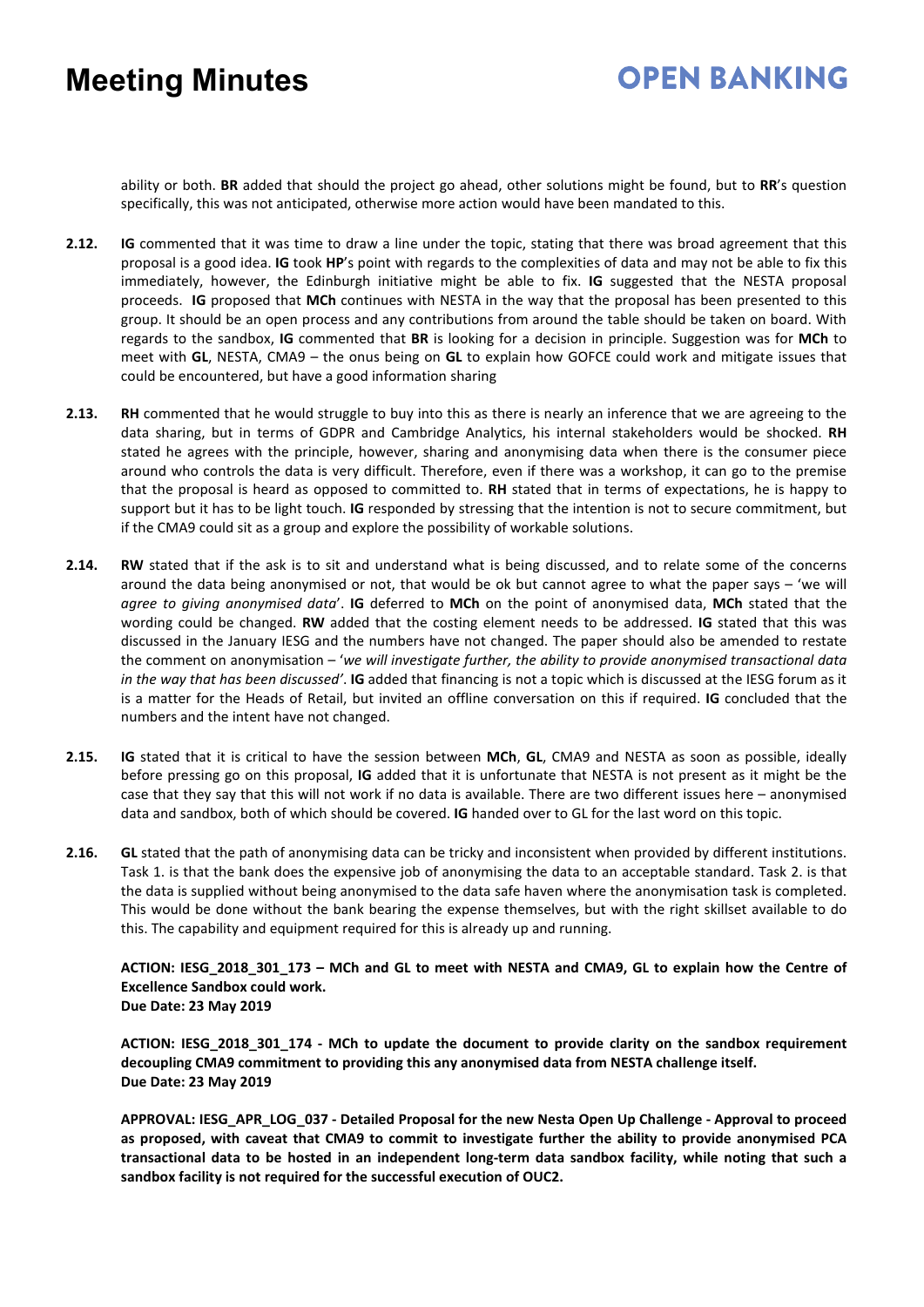ability or both. **BR** added that should the project go ahead, other solutions might be found, but to **RR**'s question specifically, this was not anticipated, otherwise more action would have been mandated to this.

**2.12.** **IG** commented that it was time to draw a line under the topic, stating that there was broad agreement that this proposal is a good idea. **IG** took **HP**'s point with regards to the complexities of data and may not be able to fix this immediately, however, the Edinburgh initiative might be able to fix. **IG** suggested that the NESTA proposal proceeds. **IG** proposed that **MCh** continues with NESTA in the way that the proposal has been presented to this group. It should be an open process and any contributions from around the table should be taken on board. With regards to the sandbox, **IG** commented that **BR** is looking for a decision in principle. Suggestion was for **MCh** to meet with **GL**, NESTA, CMA9 – the onus being on **GL** to explain how GOFCE could work and mitigate issues that could be encountered, but have a good information sharing

**2.13.** **RH** commented that he would struggle to buy into this as there is nearly an inference that we are agreeing to the data sharing, but in terms of GDPR and Cambridge Analytics, his internal stakeholders would be shocked. **RH** stated he agrees with the principle, however, sharing and anonymising data when there is the consumer piece around who controls the data is very difficult. Therefore, even if there was a workshop, it can go to the premise that the proposal is heard as opposed to committed to. **RH** stated that in terms of expectations, he is happy to support but it has to be light touch. **IG** responded by stressing that the intention is not to secure commitment, but if the CMA9 could sit as a group and explore the possibility of workable solutions.

**2.14.** **RW** stated that if the ask is to sit and understand what is being discussed, and to relate some of the concerns around the data being anonymised or not, that would be ok but cannot agree to what the paper says – 'we will *agree to giving anonymised data*'. **IG** deferred to **MCh** on the point of anonymised data, **MCh** stated that the wording could be changed. **RW** added that the costing element needs to be addressed. **IG** stated that this was discussed in the January IESG and the numbers have not changed. The paper should also be amended to restate the comment on anonymisation – '*we will investigate further, the ability to provide anonymised transactional data in the way that has been discussed'*. **IG** added that financing is not a topic which is discussed at the IESG forum as it is a matter for the Heads of Retail, but invited an offline conversation on this if required. **IG** concluded that the numbers and the intent have not changed.

**2.15.** **IG** stated that it is critical to have the session between **MCh**, **GL**, CMA9 and NESTA as soon as possible, ideally before pressing go on this proposal, **IG** added that it is unfortunate that NESTA is not present as it might be the case that they say that this will not work if no data is available. There are two different issues here – anonymised data and sandbox, both of which should be covered. **IG** handed over to GL for the last word on this topic.

**2.16.** **GL** stated that the path of anonymising data can be tricky and inconsistent when provided by different institutions. Task 1. is that the bank does the expensive job of anonymising the data to an acceptable standard. Task 2. is that the data is supplied without being anonymised to the data safe haven where the anonymisation task is completed. This would be done without the bank bearing the expense themselves, but with the right skillset available to do this. The capability and equipment required for this is already up and running.

**ACTION: IESG_2018_301_173 – MCh and GL to meet with NESTA and CMA9, GL to explain how the Centre of Excellence Sandbox could work.**
**Due Date: 23 May 2019**

**ACTION: IESG_2018_301_174 - MCh to update the document to provide clarity on the sandbox requirement decoupling CMA9 commitment to providing this any anonymised data from NESTA challenge itself.**
**Due Date: 23 May 2019**

**APPROVAL: IESG_APR_LOG_037 - Detailed Proposal for the new Nesta Open Up Challenge - Approval to proceed as proposed, with caveat that CMA9 to commit to investigate further the ability to provide anonymised PCA transactional data to be hosted in an independent long-term data sandbox facility, while noting that such a sandbox facility is not required for the successful execution of OUC2.**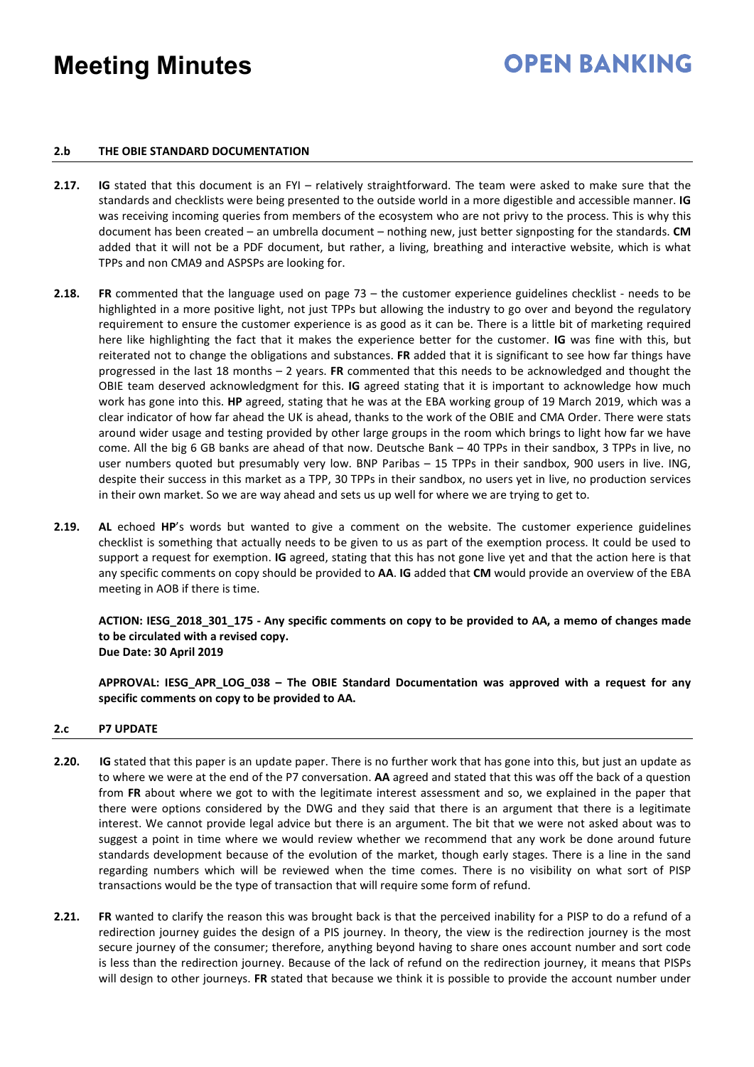### 2.b THE OBIE STANDARD DOCUMENTATION

**2.17.** **IG** stated that this document is an FYI – relatively straightforward. The team were asked to make sure that the standards and checklists were being presented to the outside world in a more digestible and accessible manner. **IG** was receiving incoming queries from members of the ecosystem who are not privy to the process. This is why this document has been created – an umbrella document – nothing new, just better signposting for the standards. **CM** added that it will not be a PDF document, but rather, a living, breathing and interactive website, which is what TPPs and non CMA9 and ASPSPs are looking for.

**2.18.** **FR** commented that the language used on page 73 – the customer experience guidelines checklist - needs to be highlighted in a more positive light, not just TPPs but allowing the industry to go over and beyond the regulatory requirement to ensure the customer experience is as good as it can be. There is a little bit of marketing required here like highlighting the fact that it makes the experience better for the customer. **IG** was fine with this, but reiterated not to change the obligations and substances. **FR** added that it is significant to see how far things have progressed in the last 18 months – 2 years. **FR** commented that this needs to be acknowledged and thought the OBIE team deserved acknowledgment for this. **IG** agreed stating that it is important to acknowledge how much work has gone into this. **HP** agreed, stating that he was at the EBA working group of 19 March 2019, which was a clear indicator of how far ahead the UK is ahead, thanks to the work of the OBIE and CMA Order. There were stats around wider usage and testing provided by other large groups in the room which brings to light how far we have come. All the big 6 GB banks are ahead of that now. Deutsche Bank – 40 TPPs in their sandbox, 3 TPPs in live, no user numbers quoted but presumably very low. BNP Paribas – 15 TPPs in their sandbox, 900 users in live. ING, despite their success in this market as a TPP, 30 TPPs in their sandbox, no users yet in live, no production services in their own market. So we are way ahead and sets us up well for where we are trying to get to.

**2.19.** **AL** echoed **HP**'s words but wanted to give a comment on the website. The customer experience guidelines checklist is something that actually needs to be given to us as part of the exemption process. It could be used to support a request for exemption. **IG** agreed, stating that this has not gone live yet and that the action here is that any specific comments on copy should be provided to **AA**. **IG** added that **CM** would provide an overview of the EBA meeting in AOB if there is time.

**ACTION: IESG_2018_301_175 - Any specific comments on copy to be provided to AA, a memo of changes made to be circulated with a revised copy.**
**Due Date: 30 April 2019**

**APPROVAL: IESG_APR_LOG_038 – The OBIE Standard Documentation was approved with a request for any specific comments on copy to be provided to AA.**

### 2.c P7 UPDATE

**2.20.** **IG** stated that this paper is an update paper. There is no further work that has gone into this, but just an update as to where we were at the end of the P7 conversation. **AA** agreed and stated that this was off the back of a question from **FR** about where we got to with the legitimate interest assessment and so, we explained in the paper that there were options considered by the DWG and they said that there is an argument that there is a legitimate interest. We cannot provide legal advice but there is an argument. The bit that we were not asked about was to suggest a point in time where we would review whether we recommend that any work be done around future standards development because of the evolution of the market, though early stages. There is a line in the sand regarding numbers which will be reviewed when the time comes. There is no visibility on what sort of PISP transactions would be the type of transaction that will require some form of refund.

**2.21.** **FR** wanted to clarify the reason this was brought back is that the perceived inability for a PISP to do a refund of a redirection journey guides the design of a PIS journey. In theory, the view is the redirection journey is the most secure journey of the consumer; therefore, anything beyond having to share ones account number and sort code is less than the redirection journey. Because of the lack of refund on the redirection journey, it means that PISPs will design to other journeys. **FR** stated that because we think it is possible to provide the account number under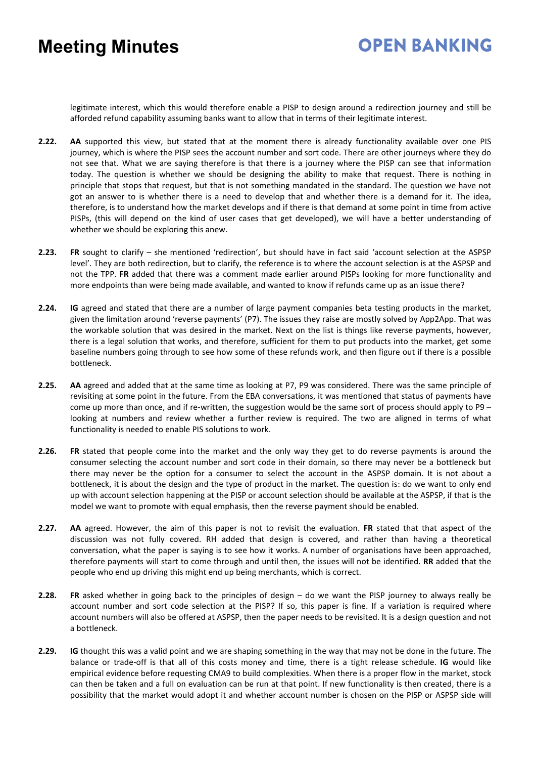legitimate interest, which this would therefore enable a PISP to design around a redirection journey and still be afforded refund capability assuming banks want to allow that in terms of their legitimate interest.

**2.22.** **AA** supported this view, but stated that at the moment there is already functionality available over one PIS journey, which is where the PISP sees the account number and sort code. There are other journeys where they do not see that. What we are saying therefore is that there is a journey where the PISP can see that information today. The question is whether we should be designing the ability to make that request. There is nothing in principle that stops that request, but that is not something mandated in the standard. The question we have not got an answer to is whether there is a need to develop that and whether there is a demand for it. The idea, therefore, is to understand how the market develops and if there is that demand at some point in time from active PISPs, (this will depend on the kind of user cases that get developed), we will have a better understanding of whether we should be exploring this anew.

**2.23.** **FR** sought to clarify – she mentioned 'redirection', but should have in fact said 'account selection at the ASPSP level'. They are both redirection, but to clarify, the reference is to where the account selection is at the ASPSP and not the TPP. **FR** added that there was a comment made earlier around PISPs looking for more functionality and more endpoints than were being made available, and wanted to know if refunds came up as an issue there?

**2.24.** **IG** agreed and stated that there are a number of large payment companies beta testing products in the market, given the limitation around 'reverse payments' (P7). The issues they raise are mostly solved by App2App. That was the workable solution that was desired in the market. Next on the list is things like reverse payments, however, there is a legal solution that works, and therefore, sufficient for them to put products into the market, get some baseline numbers going through to see how some of these refunds work, and then figure out if there is a possible bottleneck.

**2.25.** **AA** agreed and added that at the same time as looking at P7, P9 was considered. There was the same principle of revisiting at some point in the future. From the EBA conversations, it was mentioned that status of payments have come up more than once, and if re-written, the suggestion would be the same sort of process should apply to P9 – looking at numbers and review whether a further review is required. The two are aligned in terms of what functionality is needed to enable PIS solutions to work.

**2.26.** **FR** stated that people come into the market and the only way they get to do reverse payments is around the consumer selecting the account number and sort code in their domain, so there may never be a bottleneck but there may never be the option for a consumer to select the account in the ASPSP domain. It is not about a bottleneck, it is about the design and the type of product in the market. The question is: do we want to only end up with account selection happening at the PISP or account selection should be available at the ASPSP, if that is the model we want to promote with equal emphasis, then the reverse payment should be enabled.

**2.27.** **AA** agreed. However, the aim of this paper is not to revisit the evaluation. **FR** stated that that aspect of the discussion was not fully covered. RH added that design is covered, and rather than having a theoretical conversation, what the paper is saying is to see how it works. A number of organisations have been approached, therefore payments will start to come through and until then, the issues will not be identified. **RR** added that the people who end up driving this might end up being merchants, which is correct.

**2.28.** **FR** asked whether in going back to the principles of design – do we want the PISP journey to always really be account number and sort code selection at the PISP? If so, this paper is fine. If a variation is required where account numbers will also be offered at ASPSP, then the paper needs to be revisited. It is a design question and not a bottleneck.

**2.29.** **IG** thought this was a valid point and we are shaping something in the way that may not be done in the future. The balance or trade-off is that all of this costs money and time, there is a tight release schedule. **IG** would like empirical evidence before requesting CMA9 to build complexities. When there is a proper flow in the market, stock can then be taken and a full on evaluation can be run at that point. If new functionality is then created, there is a possibility that the market would adopt it and whether account number is chosen on the PISP or ASPSP side will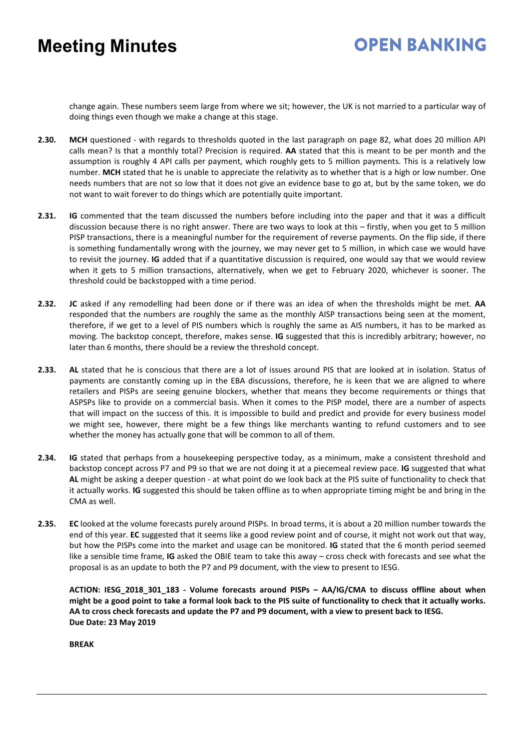change again. These numbers seem large from where we sit; however, the UK is not married to a particular way of doing things even though we make a change at this stage.

**2.30.** **MCH** questioned - with regards to thresholds quoted in the last paragraph on page 82, what does 20 million API calls mean? Is that a monthly total? Precision is required. **AA** stated that this is meant to be per month and the assumption is roughly 4 API calls per payment, which roughly gets to 5 million payments. This is a relatively low number. **MCH** stated that he is unable to appreciate the relativity as to whether that is a high or low number. One needs numbers that are not so low that it does not give an evidence base to go at, but by the same token, we do not want to wait forever to do things which are potentially quite important.

**2.31.** **IG** commented that the team discussed the numbers before including into the paper and that it was a difficult discussion because there is no right answer. There are two ways to look at this – firstly, when you get to 5 million PISP transactions, there is a meaningful number for the requirement of reverse payments. On the flip side, if there is something fundamentally wrong with the journey, we may never get to 5 million, in which case we would have to revisit the journey. **IG** added that if a quantitative discussion is required, one would say that we would review when it gets to 5 million transactions, alternatively, when we get to February 2020, whichever is sooner. The threshold could be backstopped with a time period.

**2.32.** **JC** asked if any remodelling had been done or if there was an idea of when the thresholds might be met. **AA** responded that the numbers are roughly the same as the monthly AISP transactions being seen at the moment, therefore, if we get to a level of PIS numbers which is roughly the same as AIS numbers, it has to be marked as moving. The backstop concept, therefore, makes sense. **IG** suggested that this is incredibly arbitrary; however, no later than 6 months, there should be a review the threshold concept.

**2.33.** **AL** stated that he is conscious that there are a lot of issues around PIS that are looked at in isolation. Status of payments are constantly coming up in the EBA discussions, therefore, he is keen that we are aligned to where retailers and PISPs are seeing genuine blockers, whether that means they become requirements or things that ASPSPs like to provide on a commercial basis. When it comes to the PISP model, there are a number of aspects that will impact on the success of this. It is impossible to build and predict and provide for every business model we might see, however, there might be a few things like merchants wanting to refund customers and to see whether the money has actually gone that will be common to all of them.

**2.34.** **IG** stated that perhaps from a housekeeping perspective today, as a minimum, make a consistent threshold and backstop concept across P7 and P9 so that we are not doing it at a piecemeal review pace. **IG** suggested that what **AL** might be asking a deeper question - at what point do we look back at the PIS suite of functionality to check that it actually works. **IG** suggested this should be taken offline as to when appropriate timing might be and bring in the CMA as well.

**2.35.** **EC** looked at the volume forecasts purely around PISPs. In broad terms, it is about a 20 million number towards the end of this year. **EC** suggested that it seems like a good review point and of course, it might not work out that way, but how the PISPs come into the market and usage can be monitored. **IG** stated that the 6 month period seemed like a sensible time frame, **IG** asked the OBIE team to take this away – cross check with forecasts and see what the proposal is as an update to both the P7 and P9 document, with the view to present to IESG.

**ACTION: IESG_2018_301_183 - Volume forecasts around PISPs – AA/IG/CMA to discuss offline about when might be a good point to take a formal look back to the PIS suite of functionality to check that it actually works. AA to cross check forecasts and update the P7 and P9 document, with a view to present back to IESG.**
**Due Date: 23 May 2019**

**BREAK**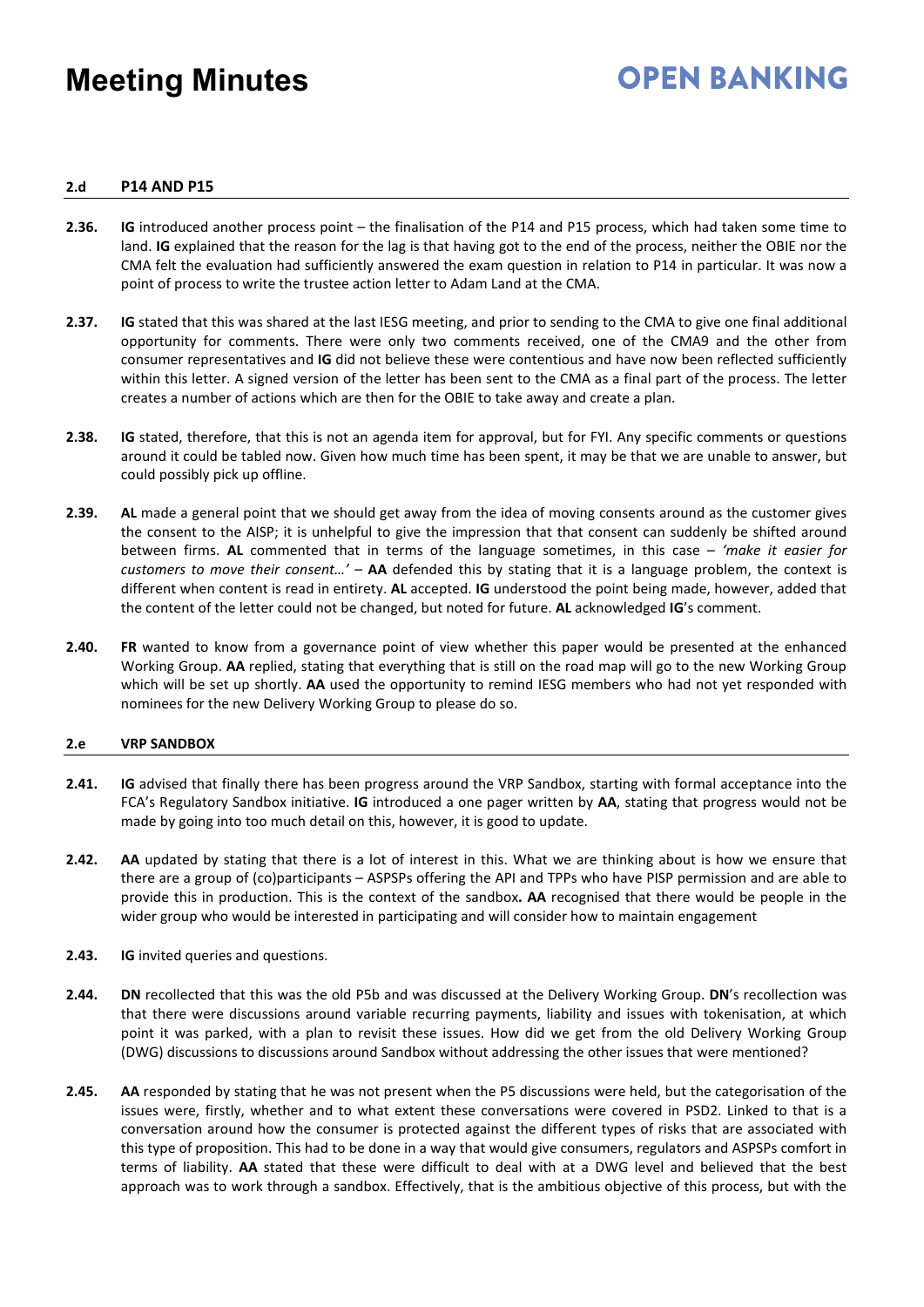### 2.d P14 AND P15

**2.36.** **IG** introduced another process point – the finalisation of the P14 and P15 process, which had taken some time to land. **IG** explained that the reason for the lag is that having got to the end of the process, neither the OBIE nor the CMA felt the evaluation had sufficiently answered the exam question in relation to P14 in particular. It was now a point of process to write the trustee action letter to Adam Land at the CMA.

**2.37.** **IG** stated that this was shared at the last IESG meeting, and prior to sending to the CMA to give one final additional opportunity for comments. There were only two comments received, one of the CMA9 and the other from consumer representatives and **IG** did not believe these were contentious and have now been reflected sufficiently within this letter. A signed version of the letter has been sent to the CMA as a final part of the process. The letter creates a number of actions which are then for the OBIE to take away and create a plan.

**2.38.** **IG** stated, therefore, that this is not an agenda item for approval, but for FYI. Any specific comments or questions around it could be tabled now. Given how much time has been spent, it may be that we are unable to answer, but could possibly pick up offline.

**2.39.** **AL** made a general point that we should get away from the idea of moving consents around as the customer gives the consent to the AISP; it is unhelpful to give the impression that that consent can suddenly be shifted around between firms. **AL** commented that in terms of the language sometimes, in this case – *'make it easier for customers to move their consent…'* – **AA** defended this by stating that it is a language problem, the context is different when content is read in entirety. **AL** accepted. **IG** understood the point being made, however, added that the content of the letter could not be changed, but noted for future. **AL** acknowledged **IG**'s comment.

**2.40.** **FR** wanted to know from a governance point of view whether this paper would be presented at the enhanced Working Group. **AA** replied, stating that everything that is still on the road map will go to the new Working Group which will be set up shortly. **AA** used the opportunity to remind IESG members who had not yet responded with nominees for the new Delivery Working Group to please do so.

### 2.e VRP SANDBOX

**2.41.** **IG** advised that finally there has been progress around the VRP Sandbox, starting with formal acceptance into the FCA's Regulatory Sandbox initiative. **IG** introduced a one pager written by **AA**, stating that progress would not be made by going into too much detail on this, however, it is good to update.

**2.42.** **AA** updated by stating that there is a lot of interest in this. What we are thinking about is how we ensure that there are a group of (co)participants – ASPSPs offering the API and TPPs who have PISP permission and are able to provide this in production. This is the context of the sandbox**.** **AA** recognised that there would be people in the wider group who would be interested in participating and will consider how to maintain engagement

**2.43.** **IG** invited queries and questions.

**2.44.** **DN** recollected that this was the old P5b and was discussed at the Delivery Working Group. **DN**'s recollection was that there were discussions around variable recurring payments, liability and issues with tokenisation, at which point it was parked, with a plan to revisit these issues. How did we get from the old Delivery Working Group (DWG) discussions to discussions around Sandbox without addressing the other issues that were mentioned?

**2.45.** **AA** responded by stating that he was not present when the P5 discussions were held, but the categorisation of the issues were, firstly, whether and to what extent these conversations were covered in PSD2. Linked to that is a conversation around how the consumer is protected against the different types of risks that are associated with this type of proposition. This had to be done in a way that would give consumers, regulators and ASPSPs comfort in terms of liability. **AA** stated that these were difficult to deal with at a DWG level and believed that the best approach was to work through a sandbox. Effectively, that is the ambitious objective of this process, but with the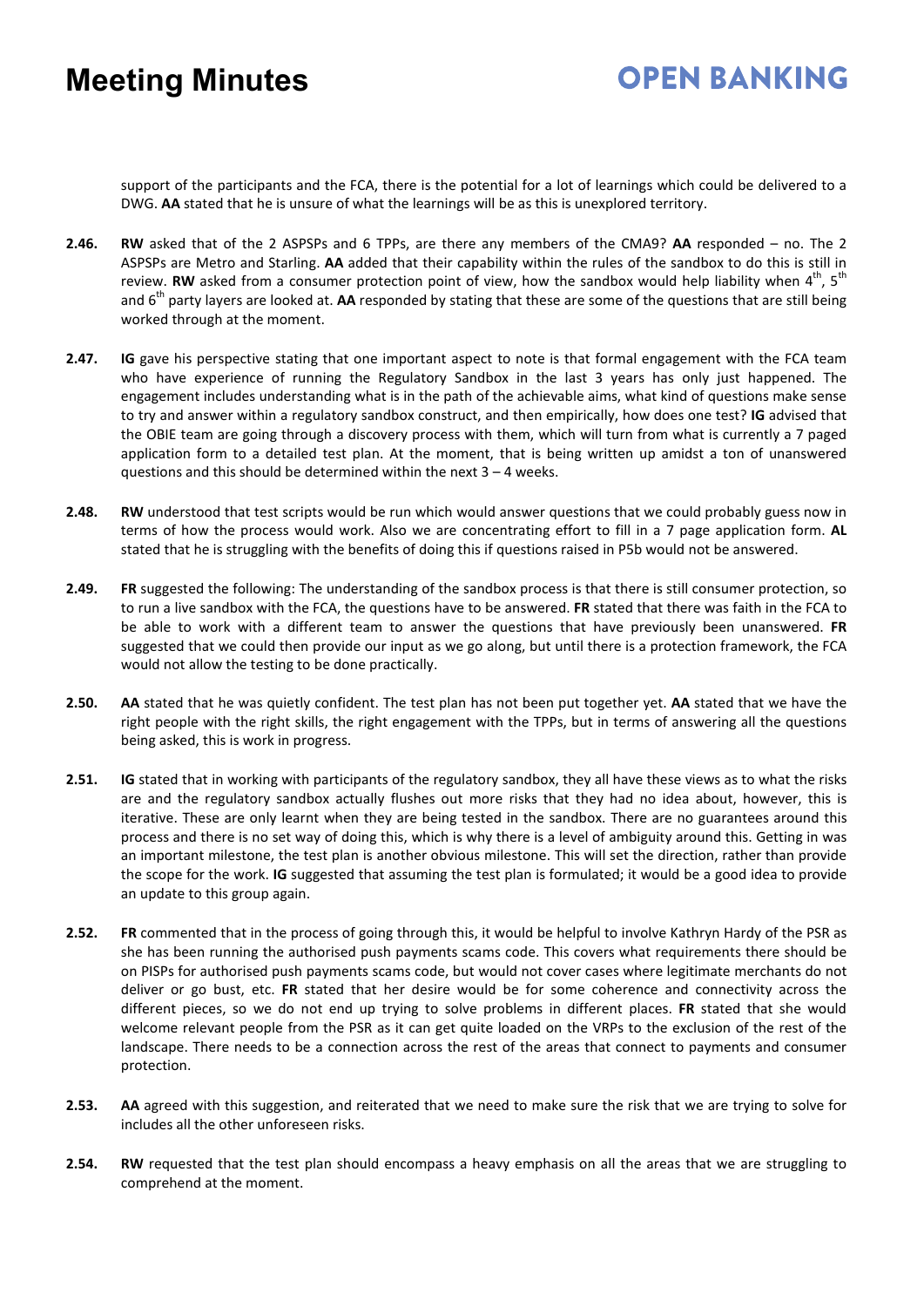support of the participants and the FCA, there is the potential for a lot of learnings which could be delivered to a DWG. **AA** stated that he is unsure of what the learnings will be as this is unexplored territory.

**2.46.** **RW** asked that of the 2 ASPSPs and 6 TPPs, are there any members of the CMA9? **AA** responded – no. The 2 ASPSPs are Metro and Starling. **AA** added that their capability within the rules of the sandbox to do this is still in review. **RW** asked from a consumer protection point of view, how the sandbox would help liability when 4th, 5th and 6th party layers are looked at. **AA** responded by stating that these are some of the questions that are still being worked through at the moment.

**2.47.** **IG** gave his perspective stating that one important aspect to note is that formal engagement with the FCA team who have experience of running the Regulatory Sandbox in the last 3 years has only just happened. The engagement includes understanding what is in the path of the achievable aims, what kind of questions make sense to try and answer within a regulatory sandbox construct, and then empirically, how does one test? **IG** advised that the OBIE team are going through a discovery process with them, which will turn from what is currently a 7 paged application form to a detailed test plan. At the moment, that is being written up amidst a ton of unanswered questions and this should be determined within the next 3 – 4 weeks.

**2.48.** **RW** understood that test scripts would be run which would answer questions that we could probably guess now in terms of how the process would work. Also we are concentrating effort to fill in a 7 page application form. **AL** stated that he is struggling with the benefits of doing this if questions raised in P5b would not be answered.

**2.49.** **FR** suggested the following: The understanding of the sandbox process is that there is still consumer protection, so to run a live sandbox with the FCA, the questions have to be answered. **FR** stated that there was faith in the FCA to be able to work with a different team to answer the questions that have previously been unanswered. **FR** suggested that we could then provide our input as we go along, but until there is a protection framework, the FCA would not allow the testing to be done practically.

**2.50.** **AA** stated that he was quietly confident. The test plan has not been put together yet. **AA** stated that we have the right people with the right skills, the right engagement with the TPPs, but in terms of answering all the questions being asked, this is work in progress.

**2.51.** **IG** stated that in working with participants of the regulatory sandbox, they all have these views as to what the risks are and the regulatory sandbox actually flushes out more risks that they had no idea about, however, this is iterative. These are only learnt when they are being tested in the sandbox. There are no guarantees around this process and there is no set way of doing this, which is why there is a level of ambiguity around this. Getting in was an important milestone, the test plan is another obvious milestone. This will set the direction, rather than provide the scope for the work. **IG** suggested that assuming the test plan is formulated; it would be a good idea to provide an update to this group again.

**2.52.** **FR** commented that in the process of going through this, it would be helpful to involve Kathryn Hardy of the PSR as she has been running the authorised push payments scams code. This covers what requirements there should be on PISPs for authorised push payments scams code, but would not cover cases where legitimate merchants do not deliver or go bust, etc. **FR** stated that her desire would be for some coherence and connectivity across the different pieces, so we do not end up trying to solve problems in different places. **FR** stated that she would welcome relevant people from the PSR as it can get quite loaded on the VRPs to the exclusion of the rest of the landscape. There needs to be a connection across the rest of the areas that connect to payments and consumer protection.

**2.53.** **AA** agreed with this suggestion, and reiterated that we need to make sure the risk that we are trying to solve for includes all the other unforeseen risks.

**2.54.** **RW** requested that the test plan should encompass a heavy emphasis on all the areas that we are struggling to comprehend at the moment.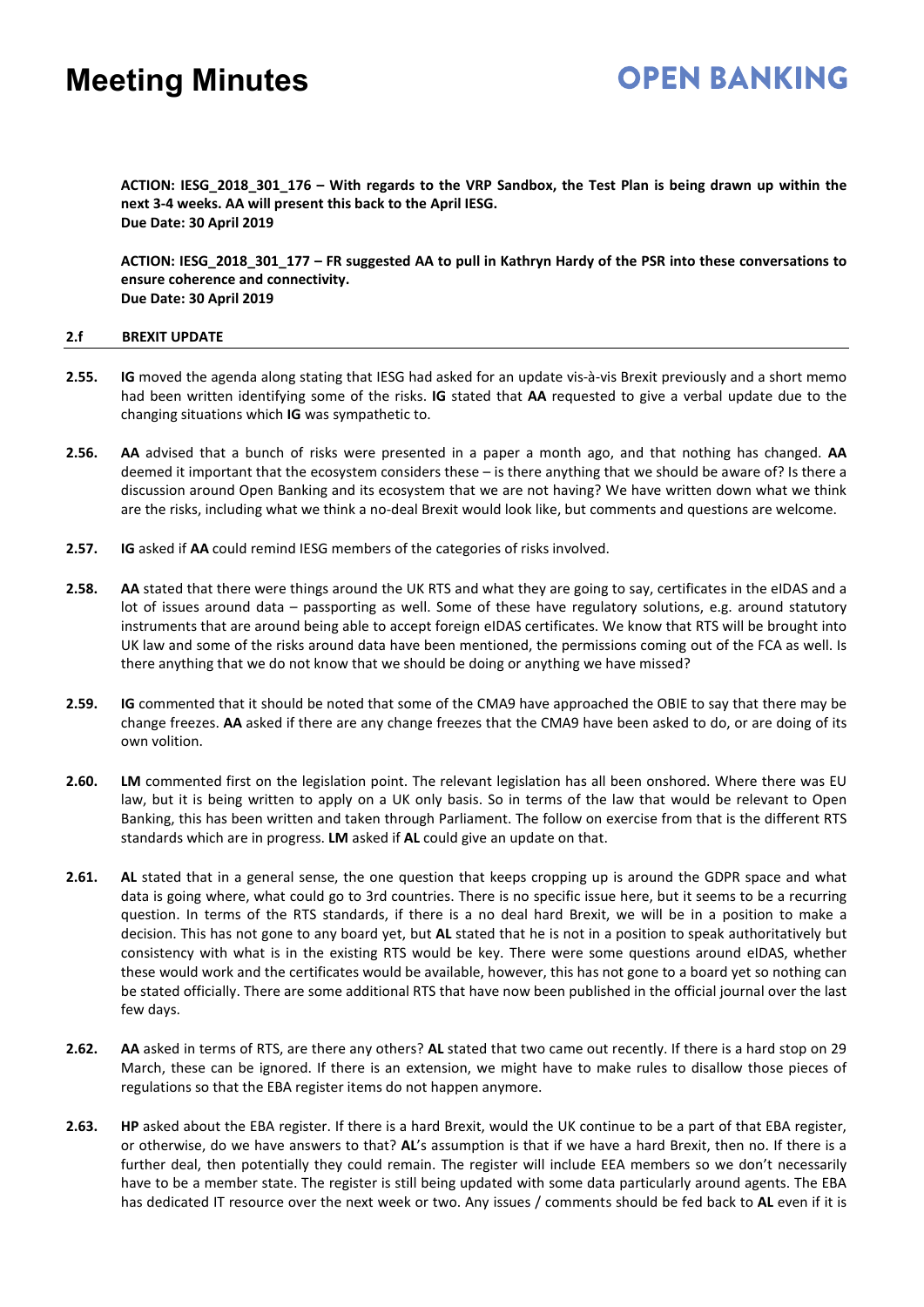**ACTION: IESG_2018_301_176 – With regards to the VRP Sandbox, the Test Plan is being drawn up within the next 3-4 weeks. AA will present this back to the April IESG.**
**Due Date: 30 April 2019**

**ACTION: IESG_2018_301_177 – FR suggested AA to pull in Kathryn Hardy of the PSR into these conversations to ensure coherence and connectivity.**
**Due Date: 30 April 2019**

## 2.f BREXIT UPDATE

**2.55.** **IG** moved the agenda along stating that IESG had asked for an update vis-à-vis Brexit previously and a short memo had been written identifying some of the risks. **IG** stated that **AA** requested to give a verbal update due to the changing situations which **IG** was sympathetic to.

**2.56.** **AA** advised that a bunch of risks were presented in a paper a month ago, and that nothing has changed. **AA** deemed it important that the ecosystem considers these – is there anything that we should be aware of? Is there a discussion around Open Banking and its ecosystem that we are not having? We have written down what we think are the risks, including what we think a no-deal Brexit would look like, but comments and questions are welcome.

**2.57.** **IG** asked if **AA** could remind IESG members of the categories of risks involved.

**2.58.** **AA** stated that there were things around the UK RTS and what they are going to say, certificates in the eIDAS and a lot of issues around data – passporting as well. Some of these have regulatory solutions, e.g. around statutory instruments that are around being able to accept foreign eIDAS certificates. We know that RTS will be brought into UK law and some of the risks around data have been mentioned, the permissions coming out of the FCA as well. Is there anything that we do not know that we should be doing or anything we have missed?

**2.59.** **IG** commented that it should be noted that some of the CMA9 have approached the OBIE to say that there may be change freezes. **AA** asked if there are any change freezes that the CMA9 have been asked to do, or are doing of its own volition.

**2.60.** **LM** commented first on the legislation point. The relevant legislation has all been onshored. Where there was EU law, but it is being written to apply on a UK only basis. So in terms of the law that would be relevant to Open Banking, this has been written and taken through Parliament. The follow on exercise from that is the different RTS standards which are in progress. **LM** asked if **AL** could give an update on that.

**2.61.** **AL** stated that in a general sense, the one question that keeps cropping up is around the GDPR space and what data is going where, what could go to 3rd countries. There is no specific issue here, but it seems to be a recurring question. In terms of the RTS standards, if there is a no deal hard Brexit, we will be in a position to make a decision. This has not gone to any board yet, but **AL** stated that he is not in a position to speak authoritatively but consistency with what is in the existing RTS would be key. There were some questions around eIDAS, whether these would work and the certificates would be available, however, this has not gone to a board yet so nothing can be stated officially. There are some additional RTS that have now been published in the official journal over the last few days.

**2.62.** **AA** asked in terms of RTS, are there any others? **AL** stated that two came out recently. If there is a hard stop on 29 March, these can be ignored. If there is an extension, we might have to make rules to disallow those pieces of regulations so that the EBA register items do not happen anymore.

**2.63.** **HP** asked about the EBA register. If there is a hard Brexit, would the UK continue to be a part of that EBA register, or otherwise, do we have answers to that? **AL**'s assumption is that if we have a hard Brexit, then no. If there is a further deal, then potentially they could remain. The register will include EEA members so we don't necessarily have to be a member state. The register is still being updated with some data particularly around agents. The EBA has dedicated IT resource over the next week or two. Any issues / comments should be fed back to **AL** even if it is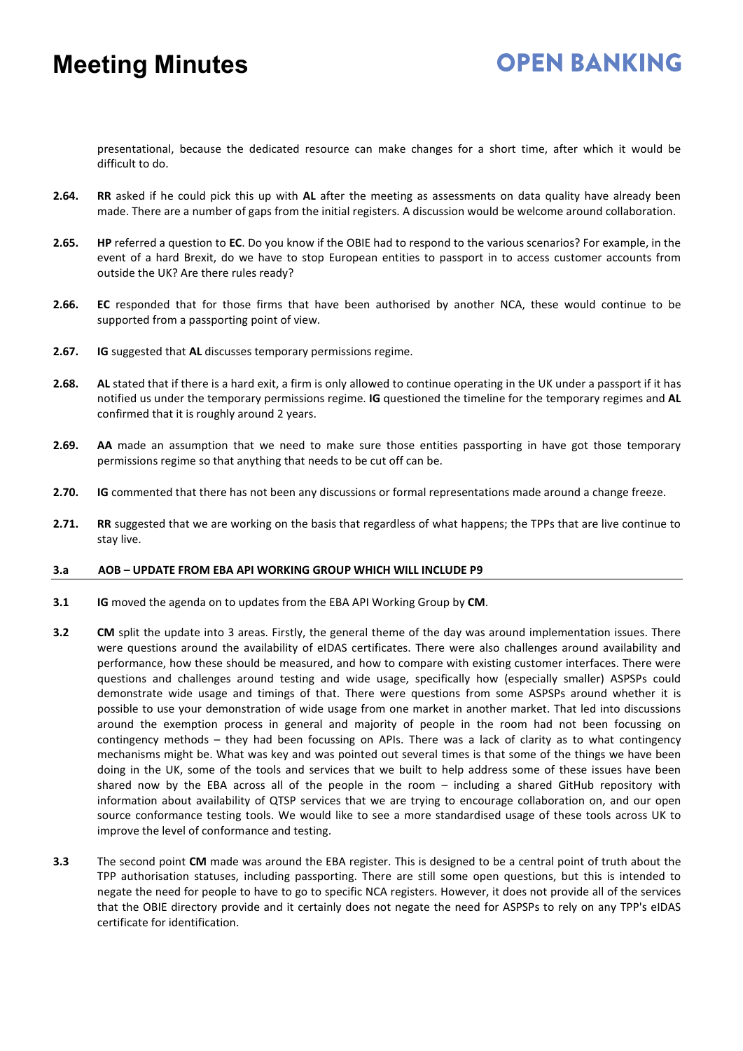presentational, because the dedicated resource can make changes for a short time, after which it would be difficult to do.

**2.64.** **RR** asked if he could pick this up with **AL** after the meeting as assessments on data quality have already been made. There are a number of gaps from the initial registers. A discussion would be welcome around collaboration.

**2.65.** **HP** referred a question to **EC**. Do you know if the OBIE had to respond to the various scenarios? For example, in the event of a hard Brexit, do we have to stop European entities to passport in to access customer accounts from outside the UK? Are there rules ready?

**2.66.** **EC** responded that for those firms that have been authorised by another NCA, these would continue to be supported from a passporting point of view.

**2.67.** **IG** suggested that **AL** discusses temporary permissions regime.

**2.68.** **AL** stated that if there is a hard exit, a firm is only allowed to continue operating in the UK under a passport if it has notified us under the temporary permissions regime. **IG** questioned the timeline for the temporary regimes and **AL** confirmed that it is roughly around 2 years.

**2.69.** **AA** made an assumption that we need to make sure those entities passporting in have got those temporary permissions regime so that anything that needs to be cut off can be.

**2.70.** **IG** commented that there has not been any discussions or formal representations made around a change freeze.

**2.71.** **RR** suggested that we are working on the basis that regardless of what happens; the TPPs that are live continue to stay live.

## 3.a AOB – UPDATE FROM EBA API WORKING GROUP WHICH WILL INCLUDE P9

**3.1** **IG** moved the agenda on to updates from the EBA API Working Group by **CM**.

**3.2** **CM** split the update into 3 areas. Firstly, the general theme of the day was around implementation issues. There were questions around the availability of eIDAS certificates. There were also challenges around availability and performance, how these should be measured, and how to compare with existing customer interfaces. There were questions and challenges around testing and wide usage, specifically how (especially smaller) ASPSPs could demonstrate wide usage and timings of that. There were questions from some ASPSPs around whether it is possible to use your demonstration of wide usage from one market in another market. That led into discussions around the exemption process in general and majority of people in the room had not been focussing on contingency methods – they had been focussing on APIs. There was a lack of clarity as to what contingency mechanisms might be. What was key and was pointed out several times is that some of the things we have been doing in the UK, some of the tools and services that we built to help address some of these issues have been shared now by the EBA across all of the people in the room – including a shared GitHub repository with information about availability of QTSP services that we are trying to encourage collaboration on, and our open source conformance testing tools. We would like to see a more standardised usage of these tools across UK to improve the level of conformance and testing.

**3.3** The second point **CM** made was around the EBA register. This is designed to be a central point of truth about the TPP authorisation statuses, including passporting. There are still some open questions, but this is intended to negate the need for people to have to go to specific NCA registers. However, it does not provide all of the services that the OBIE directory provide and it certainly does not negate the need for ASPSPs to rely on any TPP's eIDAS certificate for identification.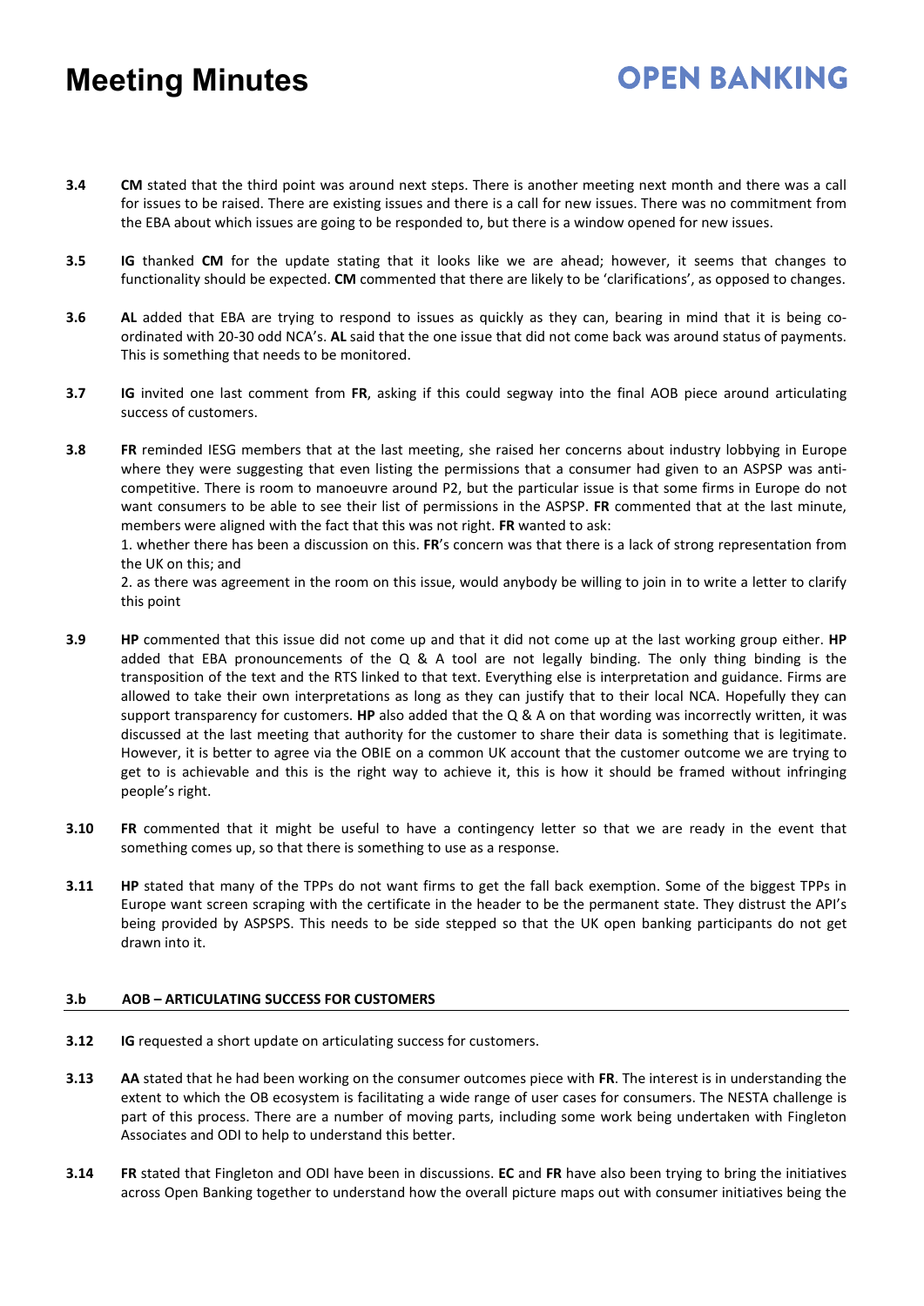**3.4** **CM** stated that the third point was around next steps. There is another meeting next month and there was a call for issues to be raised. There are existing issues and there is a call for new issues. There was no commitment from the EBA about which issues are going to be responded to, but there is a window opened for new issues.

**3.5** **IG** thanked **CM** for the update stating that it looks like we are ahead; however, it seems that changes to functionality should be expected. **CM** commented that there are likely to be 'clarifications', as opposed to changes.

**3.6** **AL** added that EBA are trying to respond to issues as quickly as they can, bearing in mind that it is being co-ordinated with 20-30 odd NCA's. **AL** said that the one issue that did not come back was around status of payments. This is something that needs to be monitored.

**3.7** **IG** invited one last comment from **FR**, asking if this could segway into the final AOB piece around articulating success of customers.

**3.8** **FR** reminded IESG members that at the last meeting, she raised her concerns about industry lobbying in Europe where they were suggesting that even listing the permissions that a consumer had given to an ASPSP was anti-competitive. There is room to manoeuvre around P2, but the particular issue is that some firms in Europe do not want consumers to be able to see their list of permissions in the ASPSP. **FR** commented that at the last minute, members were aligned with the fact that this was not right. **FR** wanted to ask:

1. whether there has been a discussion on this. **FR**'s concern was that there is a lack of strong representation from the UK on this; and
2. as there was agreement in the room on this issue, would anybody be willing to join in to write a letter to clarify this point

**3.9** **HP** commented that this issue did not come up and that it did not come up at the last working group either. **HP** added that EBA pronouncements of the Q & A tool are not legally binding. The only thing binding is the transposition of the text and the RTS linked to that text. Everything else is interpretation and guidance. Firms are allowed to take their own interpretations as long as they can justify that to their local NCA. Hopefully they can support transparency for customers. **HP** also added that the Q & A on that wording was incorrectly written, it was discussed at the last meeting that authority for the customer to share their data is something that is legitimate. However, it is better to agree via the OBIE on a common UK account that the customer outcome we are trying to get to is achievable and this is the right way to achieve it, this is how it should be framed without infringing people's right.

**3.10** **FR** commented that it might be useful to have a contingency letter so that we are ready in the event that something comes up, so that there is something to use as a response.

**3.11** **HP** stated that many of the TPPs do not want firms to get the fall back exemption. Some of the biggest TPPs in Europe want screen scraping with the certificate in the header to be the permanent state. They distrust the API's being provided by ASPSPS. This needs to be side stepped so that the UK open banking participants do not get drawn into it.

### 3.b AOB – ARTICULATING SUCCESS FOR CUSTOMERS

**3.12** **IG** requested a short update on articulating success for customers.

**3.13** **AA** stated that he had been working on the consumer outcomes piece with **FR**. The interest is in understanding the extent to which the OB ecosystem is facilitating a wide range of user cases for consumers. The NESTA challenge is part of this process. There are a number of moving parts, including some work being undertaken with Fingleton Associates and ODI to help to understand this better.

**3.14** **FR** stated that Fingleton and ODI have been in discussions. **EC** and **FR** have also been trying to bring the initiatives across Open Banking together to understand how the overall picture maps out with consumer initiatives being the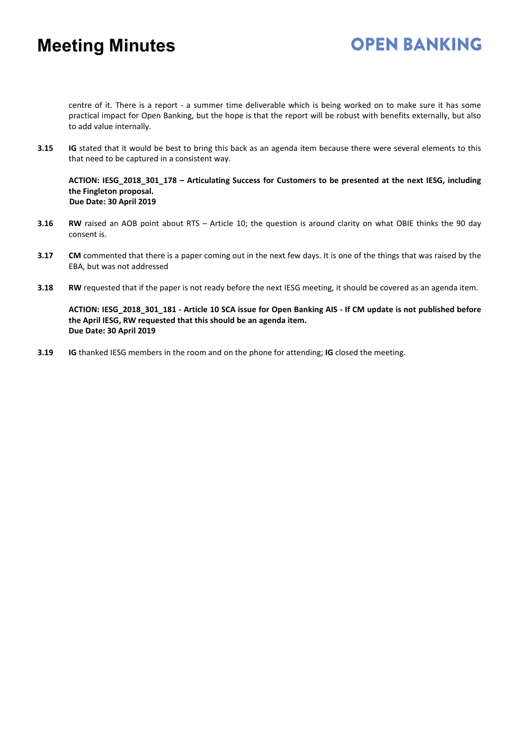centre of it. There is a report - a summer time deliverable which is being worked on to make sure it has some practical impact for Open Banking, but the hope is that the report will be robust with benefits externally, but also to add value internally.

**3.15** **IG** stated that it would be best to bring this back as an agenda item because there were several elements to this that need to be captured in a consistent way.

**ACTION: IESG_2018_301_178 – Articulating Success for Customers to be presented at the next IESG, including the Fingleton proposal.**
**Due Date: 30 April 2019**

**3.16** **RW** raised an AOB point about RTS – Article 10; the question is around clarity on what OBIE thinks the 90 day consent is.

**3.17** **CM** commented that there is a paper coming out in the next few days. It is one of the things that was raised by the EBA, but was not addressed

**3.18** **RW** requested that if the paper is not ready before the next IESG meeting, it should be covered as an agenda item.

**ACTION: IESG_2018_301_181 - Article 10 SCA issue for Open Banking AIS - If CM update is not published before the April IESG, RW requested that this should be an agenda item.**
**Due Date: 30 April 2019**

**3.19** **IG** thanked IESG members in the room and on the phone for attending; **IG** closed the meeting.